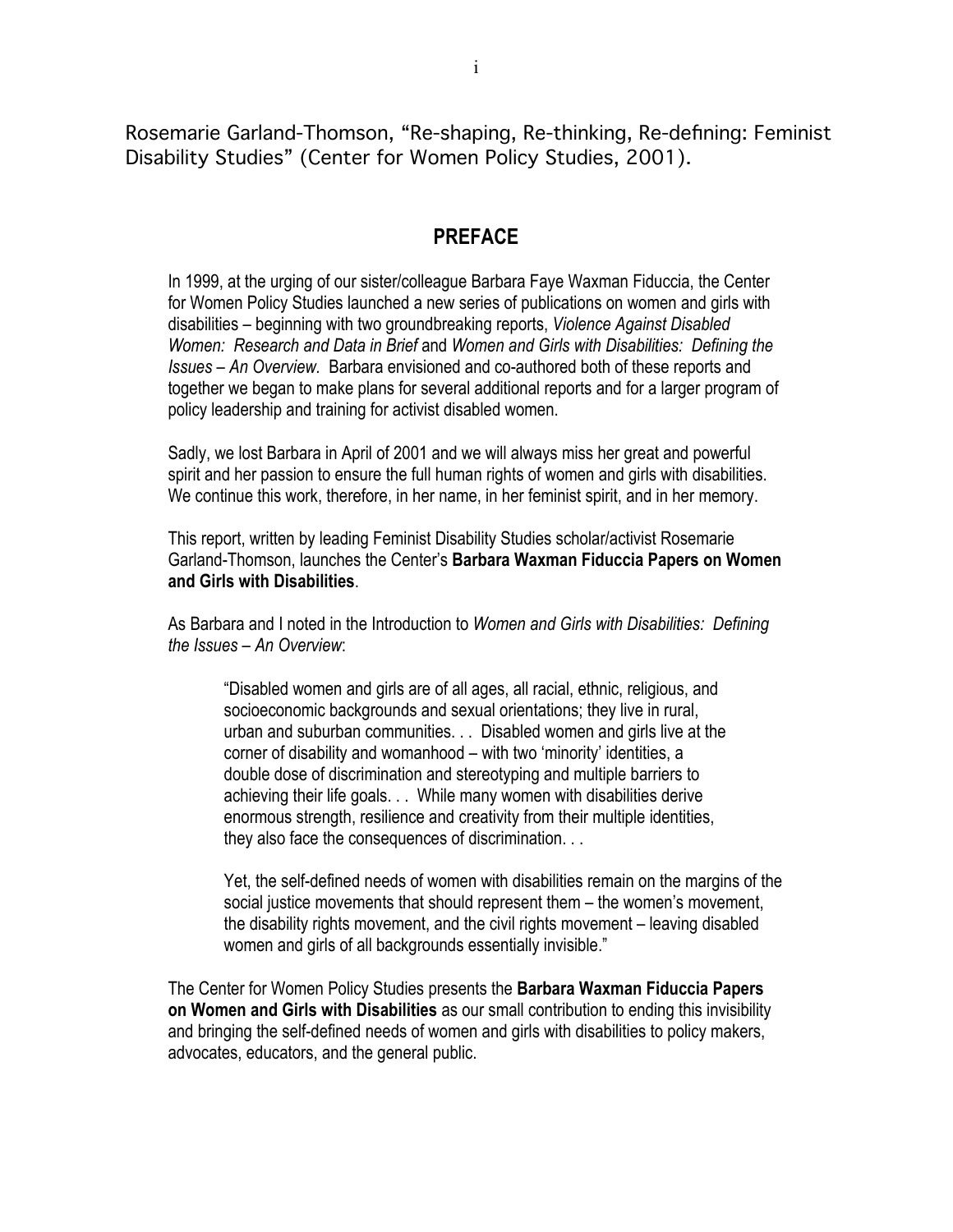Rosemarie Garland-Thomson, "Re-shaping, Re-thinking, Re-defining: Feminist Disability Studies" (Center for Women Policy Studies, 2001).

## PREFACE

In 1999, at the urging of our sister/colleague Barbara Faye Waxman Fiduccia, the Center for Women Policy Studies launched a new series of publications on women and girls with disabilities – beginning with two groundbreaking reports, *Violence Against Disabled Women: Research and Data in Brief* and *Women and Girls with Disabilities: Defining the Issues – An Overview*. Barbara envisioned and co-authored both of these reports and together we began to make plans for several additional reports and for a larger program of policy leadership and training for activist disabled women.

Sadly, we lost Barbara in April of 2001 and we will always miss her great and powerful spirit and her passion to ensure the full human rights of women and girls with disabilities. We continue this work, therefore, in her name, in her feminist spirit, and in her memory.

This report, written by leading Feminist Disability Studies scholar/activist Rosemarie Garland-Thomson, launches the Center's **Barbara Waxman Fiduccia Papers on Women and Girls with Disabilities**.

As Barbara and I noted in the Introduction to *Women and Girls with Disabilities: Defining the Issues – An Overview*:

> "Disabled women and girls are of all ages, all racial, ethnic, religious, and socioeconomic backgrounds and sexual orientations; they live in rural, urban and suburban communities. . . Disabled women and girls live at the corner of disability and womanhood – with two 'minority' identities, a double dose of discrimination and stereotyping and multiple barriers to achieving their life goals. . . While many women with disabilities derive enormous strength, resilience and creativity from their multiple identities, they also face the consequences of discrimination. . .
>
> Yet, the self-defined needs of women with disabilities remain on the margins of the social justice movements that should represent them – the women's movement, the disability rights movement, and the civil rights movement – leaving disabled women and girls of all backgrounds essentially invisible."

The Center for Women Policy Studies presents the **Barbara Waxman Fiduccia Papers on Women and Girls with Disabilities** as our small contribution to ending this invisibility and bringing the self-defined needs of women and girls with disabilities to policy makers, advocates, educators, and the general public.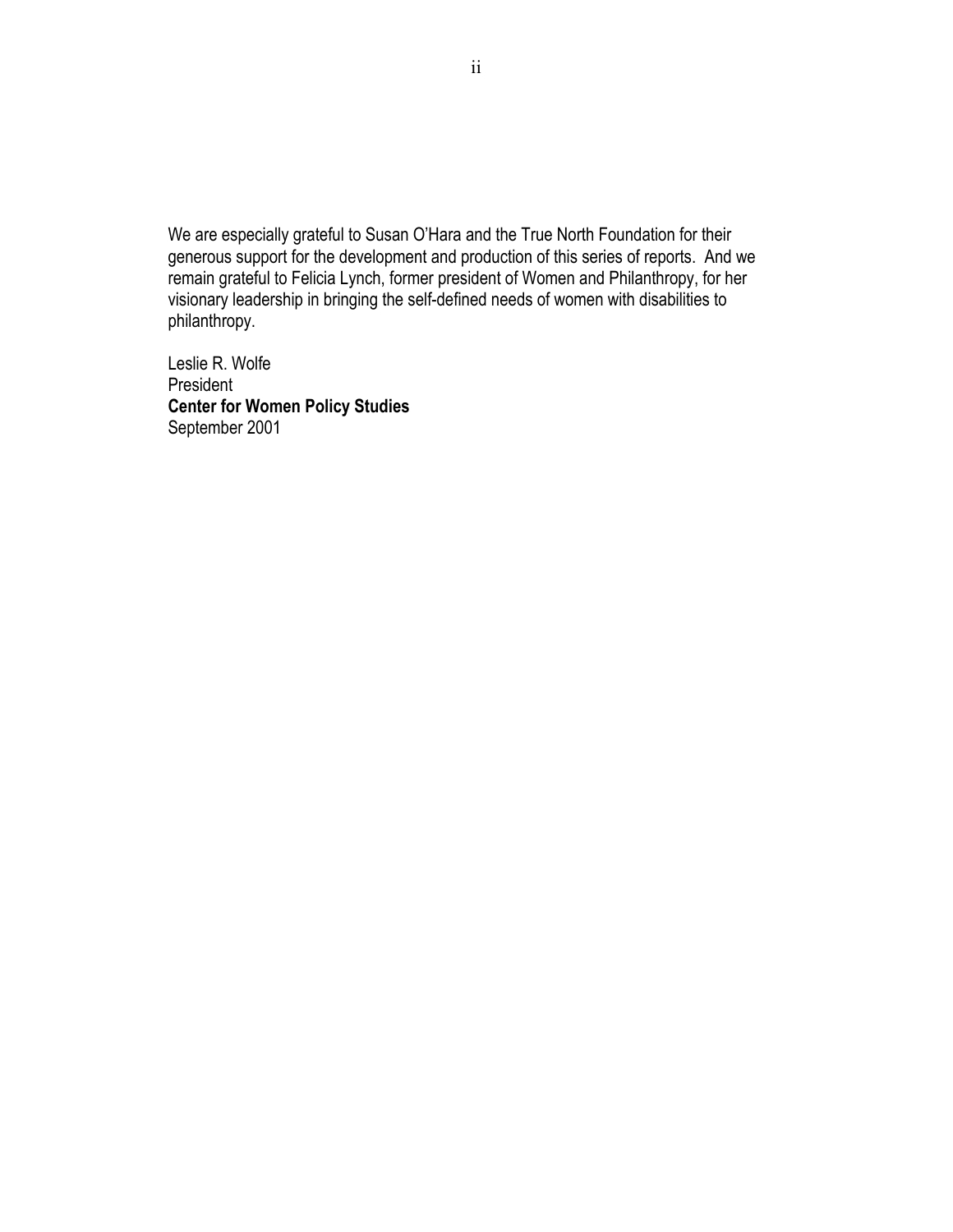We are especially grateful to Susan O'Hara and the True North Foundation for their generous support for the development and production of this series of reports. And we remain grateful to Felicia Lynch, former president of Women and Philanthropy, for her visionary leadership in bringing the self-defined needs of women with disabilities to philanthropy.

Leslie R. Wolfe  
President  
**Center for Women Policy Studies**  
September 2001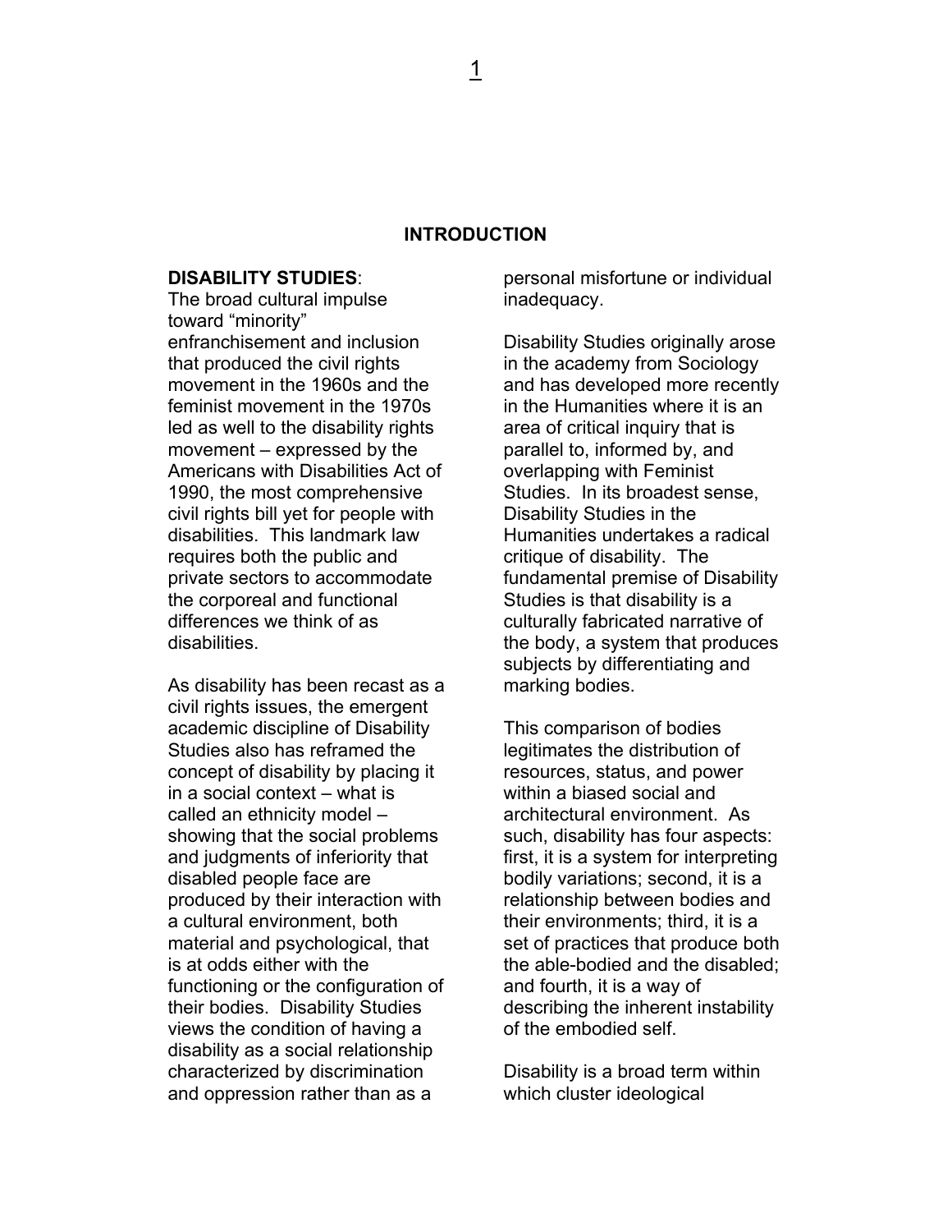## INTRODUCTION

**DISABILITY STUDIES**:
The broad cultural impulse toward "minority" enfranchisement and inclusion that produced the civil rights movement in the 1960s and the feminist movement in the 1970s led as well to the disability rights movement – expressed by the Americans with Disabilities Act of 1990, the most comprehensive civil rights bill yet for people with disabilities. This landmark law requires both the public and private sectors to accommodate the corporeal and functional differences we think of as disabilities.

As disability has been recast as a civil rights issues, the emergent academic discipline of Disability Studies also has reframed the concept of disability by placing it in a social context – what is called an ethnicity model – showing that the social problems and judgments of inferiority that disabled people face are produced by their interaction with a cultural environment, both material and psychological, that is at odds either with the functioning or the configuration of their bodies. Disability Studies views the condition of having a disability as a social relationship characterized by discrimination and oppression rather than as a personal misfortune or individual inadequacy.

Disability Studies originally arose in the academy from Sociology and has developed more recently in the Humanities where it is an area of critical inquiry that is parallel to, informed by, and overlapping with Feminist Studies. In its broadest sense, Disability Studies in the Humanities undertakes a radical critique of disability. The fundamental premise of Disability Studies is that disability is a culturally fabricated narrative of the body, a system that produces subjects by differentiating and marking bodies.

This comparison of bodies legitimates the distribution of resources, status, and power within a biased social and architectural environment. As such, disability has four aspects: first, it is a system for interpreting bodily variations; second, it is a relationship between bodies and their environments; third, it is a set of practices that produce both the able-bodied and the disabled; and fourth, it is a way of describing the inherent instability of the embodied self.

Disability is a broad term within which cluster ideological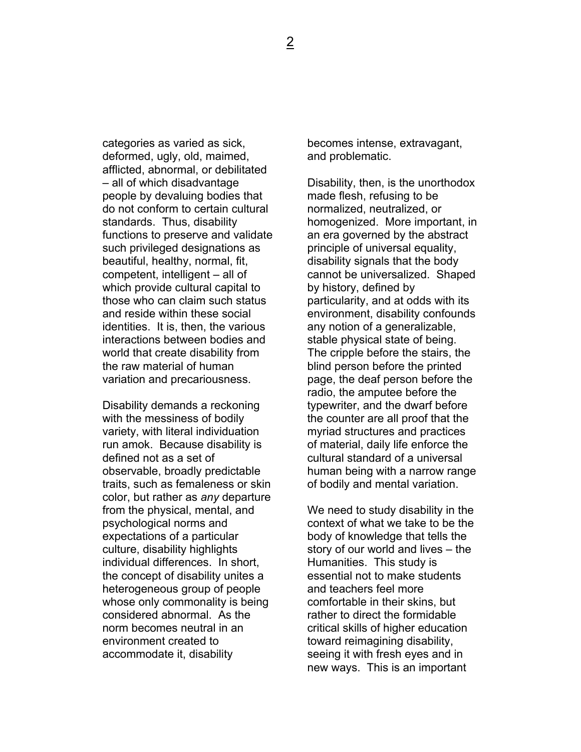categories as varied as sick, deformed, ugly, old, maimed, afflicted, abnormal, or debilitated – all of which disadvantage people by devaluing bodies that do not conform to certain cultural standards. Thus, disability functions to preserve and validate such privileged designations as beautiful, healthy, normal, fit, competent, intelligent – all of which provide cultural capital to those who can claim such status and reside within these social identities. It is, then, the various interactions between bodies and world that create disability from the raw material of human variation and precariousness.

Disability demands a reckoning with the messiness of bodily variety, with literal individuation run amok. Because disability is defined not as a set of observable, broadly predictable traits, such as femaleness or skin color, but rather as *any* departure from the physical, mental, and psychological norms and expectations of a particular culture, disability highlights individual differences. In short, the concept of disability unites a heterogeneous group of people whose only commonality is being considered abnormal. As the norm becomes neutral in an environment created to accommodate it, disability becomes intense, extravagant, and problematic.

Disability, then, is the unorthodox made flesh, refusing to be normalized, neutralized, or homogenized. More important, in an era governed by the abstract principle of universal equality, disability signals that the body cannot be universalized. Shaped by history, defined by particularity, and at odds with its environment, disability confounds any notion of a generalizable, stable physical state of being. The cripple before the stairs, the blind person before the printed page, the deaf person before the radio, the amputee before the typewriter, and the dwarf before the counter are all proof that the myriad structures and practices of material, daily life enforce the cultural standard of a universal human being with a narrow range of bodily and mental variation.

We need to study disability in the context of what we take to be the body of knowledge that tells the story of our world and lives – the Humanities. This study is essential not to make students and teachers feel more comfortable in their skins, but rather to direct the formidable critical skills of higher education toward reimagining disability, seeing it with fresh eyes and in new ways. This is an important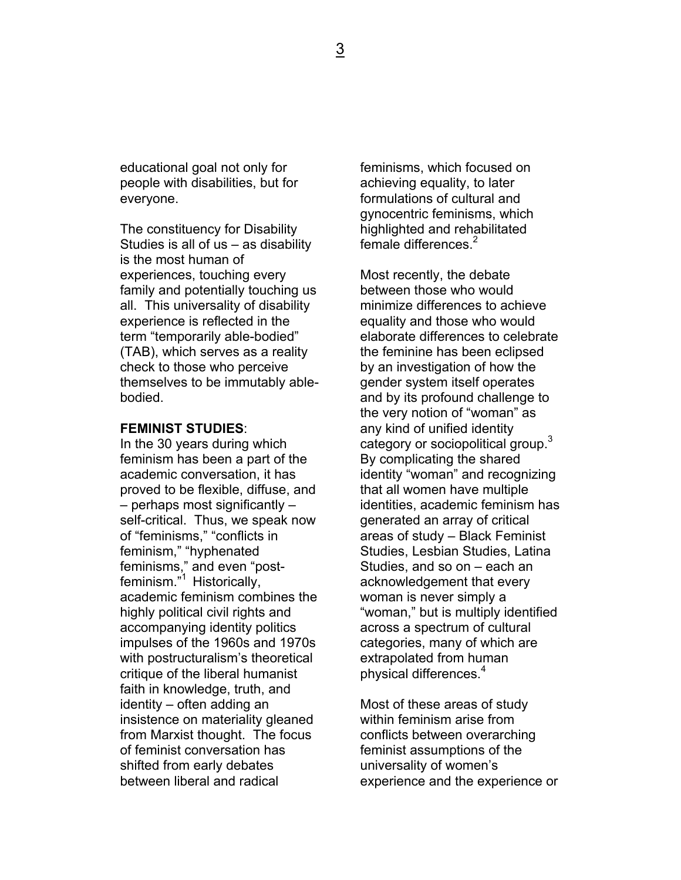educational goal not only for people with disabilities, but for everyone.

The constituency for Disability Studies is all of us – as disability is the most human of experiences, touching every family and potentially touching us all. This universality of disability experience is reflected in the term "temporarily able-bodied" (TAB), which serves as a reality check to those who perceive themselves to be immutably able-bodied.

**FEMINIST STUDIES**:

In the 30 years during which feminism has been a part of the academic conversation, it has proved to be flexible, diffuse, and – perhaps most significantly – self-critical. Thus, we speak now of "feminisms," "conflicts in feminism," "hyphenated feminisms," and even "post-feminism."[1] Historically, academic feminism combines the highly political civil rights and accompanying identity politics impulses of the 1960s and 1970s with postructuralism's theoretical critique of the liberal humanist faith in knowledge, truth, and identity – often adding an insistence on materiality gleaned from Marxist thought. The focus of feminist conversation has shifted from early debates between liberal and radical feminisms, which focused on achieving equality, to later formulations of cultural and gynocentric feminisms, which highlighted and rehabilitated female differences.[2]

Most recently, the debate between those who would minimize differences to achieve equality and those who would elaborate differences to celebrate the feminine has been eclipsed by an investigation of how the gender system itself operates and by its profound challenge to the very notion of "woman" as any kind of unified identity category or sociopolitical group.[3] By complicating the shared identity "woman" and recognizing that all women have multiple identities, academic feminism has generated an array of critical areas of study – Black Feminist Studies, Lesbian Studies, Latina Studies, and so on – each an acknowledgement that every woman is never simply a "woman," but is multiply identified across a spectrum of cultural categories, many of which are extrapolated from human physical differences.[4]

Most of these areas of study within feminism arise from conflicts between overarching feminist assumptions of the universality of women's experience and the experience or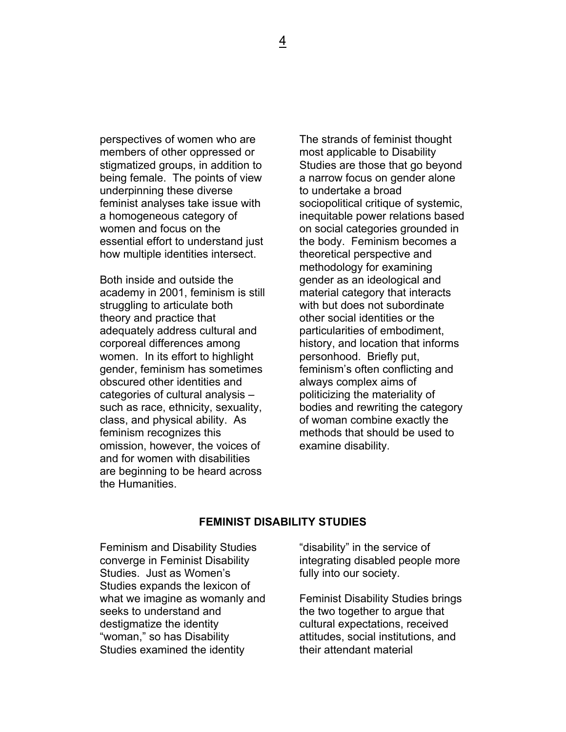perspectives of women who are members of other oppressed or stigmatized groups, in addition to being female. The points of view underpinning these diverse feminist analyses take issue with a homogeneous category of women and focus on the essential effort to understand just how multiple identities intersect.

Both inside and outside the academy in 2001, feminism is still struggling to articulate both theory and practice that adequately address cultural and corporeal differences among women. In its effort to highlight gender, feminism has sometimes obscured other identities and categories of cultural analysis – such as race, ethnicity, sexuality, class, and physical ability. As feminism recognizes this omission, however, the voices of and for women with disabilities are beginning to be heard across the Humanities.

The strands of feminist thought most applicable to Disability Studies are those that go beyond a narrow focus on gender alone to undertake a broad sociopolitical critique of systemic, inequitable power relations based on social categories grounded in the body. Feminism becomes a theoretical perspective and methodology for examining gender as an ideological and material category that interacts with but does not subordinate other social identities or the particularities of embodiment, history, and location that informs personhood. Briefly put, feminism's often conflicting and always complex aims of politicizing the materiality of bodies and rewriting the category of woman combine exactly the methods that should be used to examine disability.

## FEMINIST DISABILITY STUDIES

Feminism and Disability Studies converge in Feminist Disability Studies. Just as Women's Studies expands the lexicon of what we imagine as womanly and seeks to understand and destigmatize the identity "woman," so has Disability Studies examined the identity "disability" in the service of integrating disabled people more fully into our society.

Feminist Disability Studies brings the two together to argue that cultural expectations, received attitudes, social institutions, and their attendant material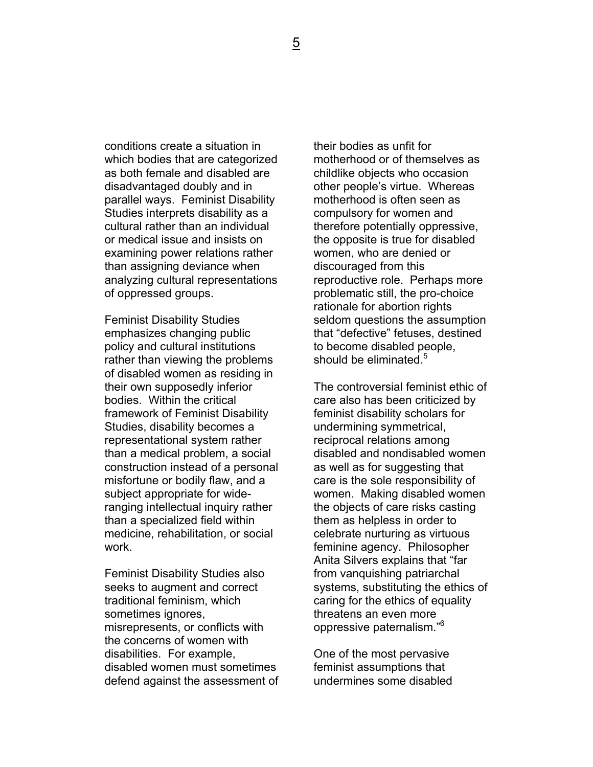conditions create a situation in which bodies that are categorized as both female and disabled are disadvantaged doubly and in parallel ways. Feminist Disability Studies interprets disability as a cultural rather than an individual or medical issue and insists on examining power relations rather than assigning deviance when analyzing cultural representations of oppressed groups.

Feminist Disability Studies emphasizes changing public policy and cultural institutions rather than viewing the problems of disabled women as residing in their own supposedly inferior bodies. Within the critical framework of Feminist Disability Studies, disability becomes a representational system rather than a medical problem, a social construction instead of a personal misfortune or bodily flaw, and a subject appropriate for wide-ranging intellectual inquiry rather than a specialized field within medicine, rehabilitation, or social work.

Feminist Disability Studies also seeks to augment and correct traditional feminism, which sometimes ignores, misrepresents, or conflicts with the concerns of women with disabilities. For example, disabled women must sometimes defend against the assessment of their bodies as unfit for motherhood or of themselves as childlike objects who occasion other people's virtue. Whereas motherhood is often seen as compulsory for women and therefore potentially oppressive, the opposite is true for disabled women, who are denied or discouraged from this reproductive role. Perhaps more problematic still, the pro-choice rationale for abortion rights seldom questions the assumption that "defective" fetuses, destined to become disabled people, should be eliminated.[5]

The controversial feminist ethic of care also has been criticized by feminist disability scholars for undermining symmetrical, reciprocal relations among disabled and nondisabled women as well as for suggesting that care is the sole responsibility of women. Making disabled women the objects of care risks casting them as helpless in order to celebrate nurturing as virtuous feminine agency. Philosopher Anita Silvers explains that "far from vanquishing patriarchal systems, substituting the ethics of caring for the ethics of equality threatens an even more oppressive paternalism."[6]

One of the most pervasive feminist assumptions that undermines some disabled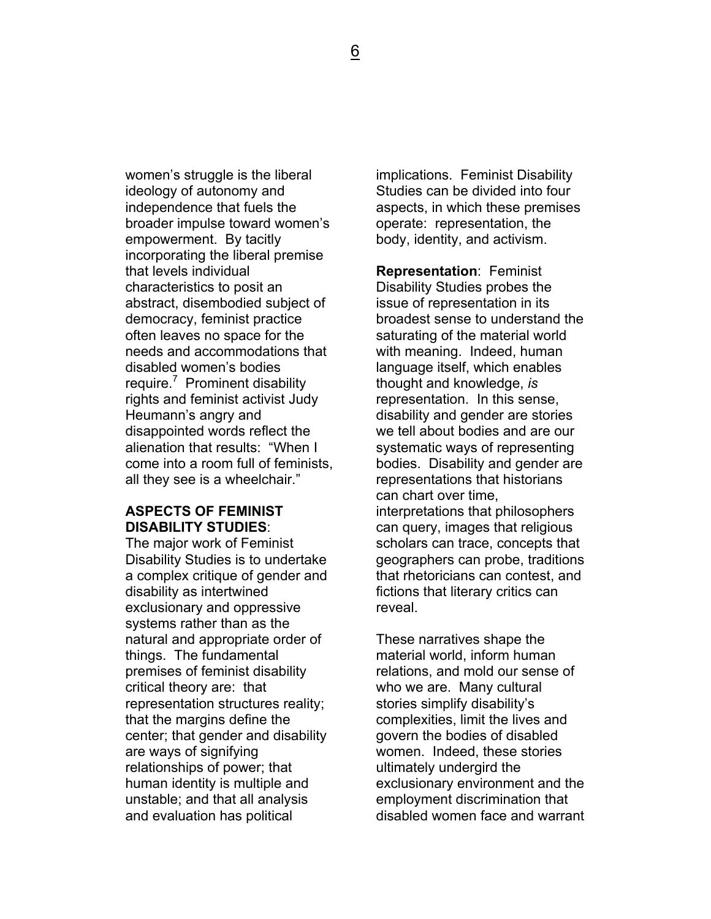women's struggle is the liberal ideology of autonomy and independence that fuels the broader impulse toward women's empowerment. By tacitly incorporating the liberal premise that levels individual characteristics to posit an abstract, disembodied subject of democracy, feminist practice often leaves no space for the needs and accommodations that disabled women's bodies require.[7] Prominent disability rights and feminist activist Judy Heumann's angry and disappointed words reflect the alienation that results: "When I come into a room full of feminists, all they see is a wheelchair."

**ASPECTS OF FEMINIST DISABILITY STUDIES**:

The major work of Feminist Disability Studies is to undertake a complex critique of gender and disability as intertwined exclusionary and oppressive systems rather than as the natural and appropriate order of things. The fundamental premises of feminist disability critical theory are: that representation structures reality; that the margins define the center; that gender and disability are ways of signifying relationships of power; that human identity is multiple and unstable; and that all analysis and evaluation has political implications. Feminist Disability Studies can be divided into four aspects, in which these premises operate: representation, the body, identity, and activism.

**Representation**: Feminist Disability Studies probes the issue of representation in its broadest sense to understand the saturating of the material world with meaning. Indeed, human language itself, which enables thought and knowledge, *is* representation. In this sense, disability and gender are stories we tell about bodies and are our systematic ways of representing bodies. Disability and gender are representations that historians can chart over time, interpretations that philosophers can query, images that religious scholars can trace, concepts that geographers can probe, traditions that rhetoricians can contest, and fictions that literary critics can reveal.

These narratives shape the material world, inform human relations, and mold our sense of who we are. Many cultural stories simplify disability's complexities, limit the lives and govern the bodies of disabled women. Indeed, these stories ultimately undergird the exclusionary environment and the employment discrimination that disabled women face and warrant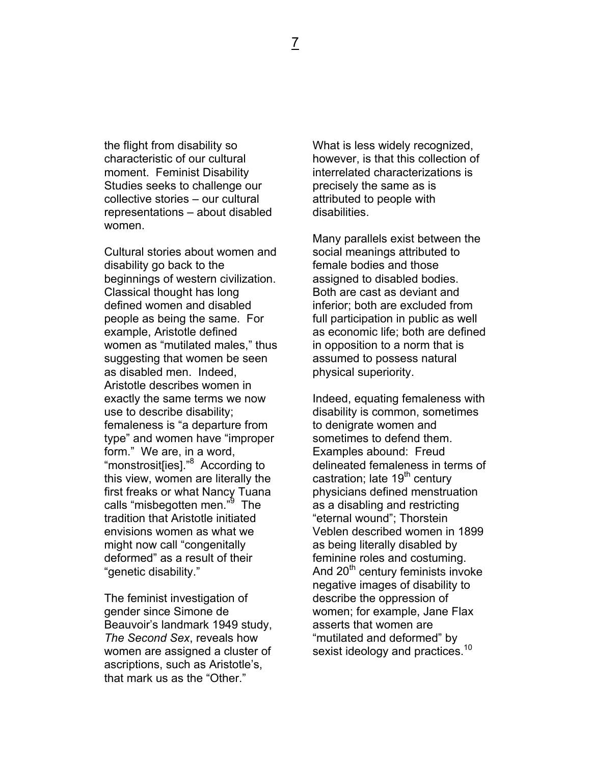the flight from disability so characteristic of our cultural moment. Feminist Disability Studies seeks to challenge our collective stories – our cultural representations – about disabled women.

Cultural stories about women and disability go back to the beginnings of western civilization. Classical thought has long defined women and disabled people as being the same. For example, Aristotle defined women as "mutilated males," thus suggesting that women be seen as disabled men. Indeed, Aristotle describes women in exactly the same terms we now use to describe disability; femaleness is "a departure from type" and women have "improper form." We are, in a word, "monstrosit[ies]."[8] According to this view, women are literally the first freaks or what Nancy Tuana calls "misbegotten men."[9] The tradition that Aristotle initiated envisions women as what we might now call "congenitally deformed" as a result of their "genetic disability."

The feminist investigation of gender since Simone de Beauvoir's landmark 1949 study, *The Second Sex*, reveals how women are assigned a cluster of ascriptions, such as Aristotle's, that mark us as the "Other." What is less widely recognized, however, is that this collection of interrelated characterizations is precisely the same as is attributed to people with disabilities.

Many parallels exist between the social meanings attributed to female bodies and those assigned to disabled bodies. Both are cast as deviant and inferior; both are excluded from full participation in public as well as economic life; both are defined in opposition to a norm that is assumed to possess natural physical superiority.

Indeed, equating femaleness with disability is common, sometimes to denigrate women and sometimes to defend them. Examples abound: Freud delineated femaleness in terms of castration; late 19th century physicians defined menstruation as a disabling and restricting "eternal wound"; Thorstein Veblen described women in 1899 as being literally disabled by feminine roles and costuming. And 20th century feminists invoke negative images of disability to describe the oppression of women; for example, Jane Flax asserts that women are "mutilated and deformed" by sexist ideology and practices.[10]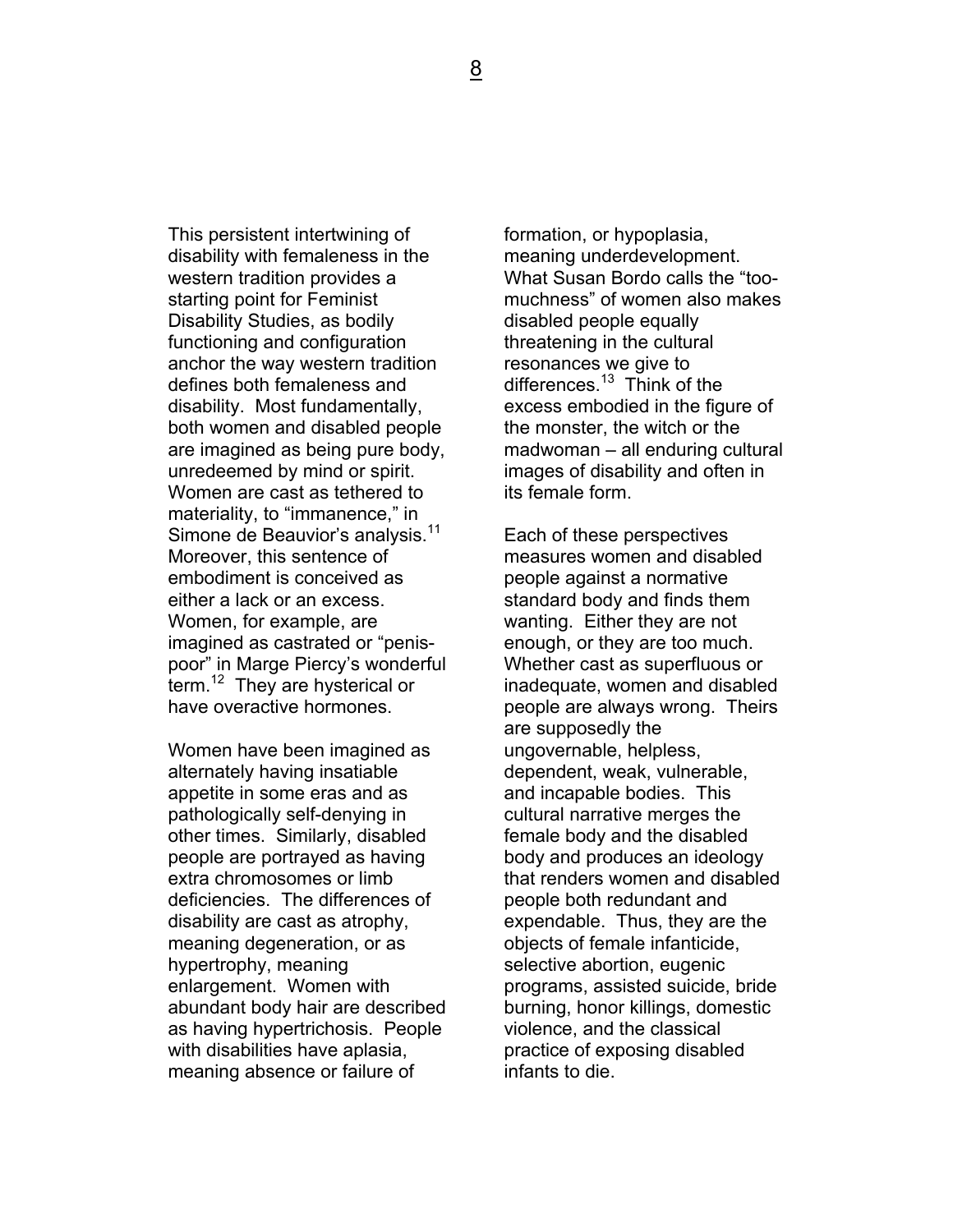This persistent intertwining of disability with femaleness in the western tradition provides a starting point for Feminist Disability Studies, as bodily functioning and configuration anchor the way western tradition defines both femaleness and disability. Most fundamentally, both women and disabled people are imagined as being pure body, unredeemed by mind or spirit. Women are cast as tethered to materiality, to "immanence," in Simone de Beauvior's analysis.[11] Moreover, this sentence of embodiment is conceived as either a lack or an excess. Women, for example, are imagined as castrated or "penis-poor" in Marge Piercy's wonderful term.[12] They are hysterical or have overactive hormones.

Women have been imagined as alternately having insatiable appetite in some eras and as pathologically self-denying in other times. Similarly, disabled people are portrayed as having extra chromosomes or limb deficiencies. The differences of disability are cast as atrophy, meaning degeneration, or as hypertrophy, meaning enlargement. Women with abundant body hair are described as having hypertrichosis. People with disabilities have aplasia, meaning absence or failure of formation, or hypoplasia, meaning underdevelopment. What Susan Bordo calls the "too-muchness" of women also makes disabled people equally threatening in the cultural resonances we give to differences.[13] Think of the excess embodied in the figure of the monster, the witch or the madwoman – all enduring cultural images of disability and often in its female form.

Each of these perspectives measures women and disabled people against a normative standard body and finds them wanting. Either they are not enough, or they are too much. Whether cast as superfluous or inadequate, women and disabled people are always wrong. Theirs are supposedly the ungovernable, helpless, dependent, weak, vulnerable, and incapable bodies. This cultural narrative merges the female body and the disabled body and produces an ideology that renders women and disabled people both redundant and expendable. Thus, they are the objects of female infanticide, selective abortion, eugenic programs, assisted suicide, bride burning, honor killings, domestic violence, and the classical practice of exposing disabled infants to die.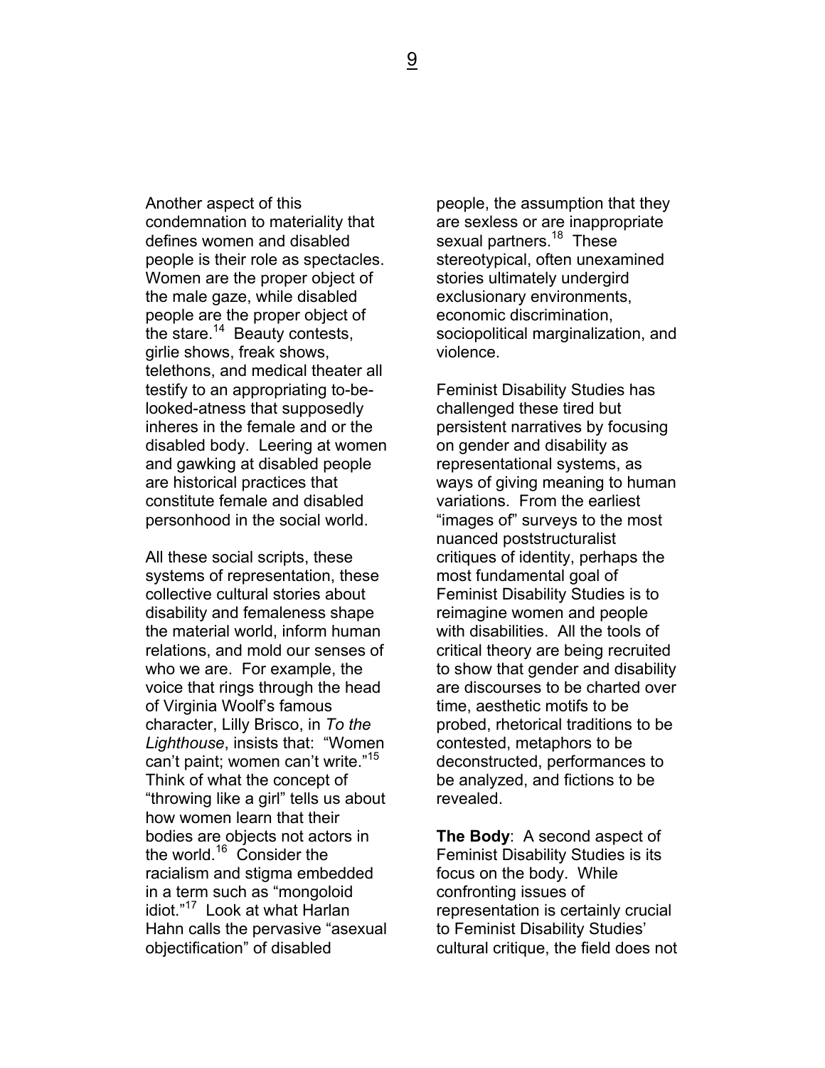Another aspect of this condemnation to materiality that defines women and disabled people is their role as spectacles. Women are the proper object of the male gaze, while disabled people are the proper object of the stare.[14] Beauty contests, girlie shows, freak shows, telethons, and medical theater all testify to an appropriating to-be-looked-atness that supposedly inheres in the female and or the disabled body. Leering at women and gawking at disabled people are historical practices that constitute female and disabled personhood in the social world.

All these social scripts, these systems of representation, these collective cultural stories about disability and femaleness shape the material world, inform human relations, and mold our senses of who we are. For example, the voice that rings through the head of Virginia Woolf's famous character, Lilly Brisco, in *To the Lighthouse*, insists that: "Women can't paint; women can't write."[15] Think of what the concept of "throwing like a girl" tells us about how women learn that their bodies are objects not actors in the world.[16] Consider the racialism and stigma embedded in a term such as "mongoloid idiot."[17] Look at what Harlan Hahn calls the pervasive "asexual objectification" of disabled people, the assumption that they are sexless or are inappropriate sexual partners.[18] These stereotypical, often unexamined stories ultimately undergird exclusionary environments, economic discrimination, sociopolitical marginalization, and violence.

Feminist Disability Studies has challenged these tired but persistent narratives by focusing on gender and disability as representational systems, as ways of giving meaning to human variations. From the earliest "images of" surveys to the most nuanced poststructuralist critiques of identity, perhaps the most fundamental goal of Feminist Disability Studies is to reimagine women and people with disabilities. All the tools of critical theory are being recruited to show that gender and disability are discourses to be charted over time, aesthetic motifs to be probed, rhetorical traditions to be contested, metaphors to be deconstructed, performances to be analyzed, and fictions to be revealed.

**The Body**: A second aspect of Feminist Disability Studies is its focus on the body. While confronting issues of representation is certainly crucial to Feminist Disability Studies' cultural critique, the field does not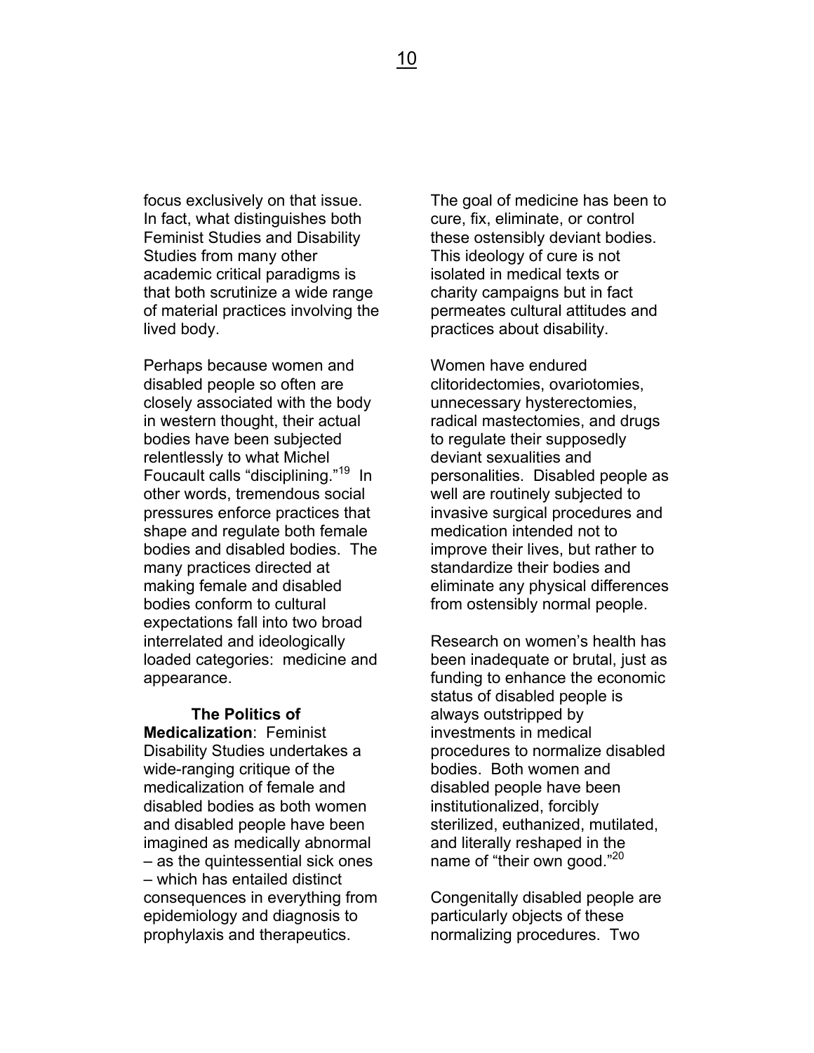focus exclusively on that issue. In fact, what distinguishes both Feminist Studies and Disability Studies from many other academic critical paradigms is that both scrutinize a wide range of material practices involving the lived body.

Perhaps because women and disabled people so often are closely associated with the body in western thought, their actual bodies have been subjected relentlessly to what Michel Foucault calls "disciplining."[19] In other words, tremendous social pressures enforce practices that shape and regulate both female bodies and disabled bodies. The many practices directed at making female and disabled bodies conform to cultural expectations fall into two broad interrelated and ideologically loaded categories: medicine and appearance.

**The Politics of Medicalization**: Feminist Disability Studies undertakes a wide-ranging critique of the medicalization of female and disabled bodies as both women and disabled people have been imagined as medically abnormal – as the quintessential sick ones – which has entailed distinct consequences in everything from epidemiology and diagnosis to prophylaxis and therapeutics. The goal of medicine has been to cure, fix, eliminate, or control these ostensibly deviant bodies. This ideology of cure is not isolated in medical texts or charity campaigns but in fact permeates cultural attitudes and practices about disability.

Women have endured clitoridectomies, ovariotomies, unnecessary hysterectomies, radical mastectomies, and drugs to regulate their supposedly deviant sexualities and personalities. Disabled people as well are routinely subjected to invasive surgical procedures and medication intended not to improve their lives, but rather to standardize their bodies and eliminate any physical differences from ostensibly normal people.

Research on women's health has been inadequate or brutal, just as funding to enhance the economic status of disabled people is always outstripped by investments in medical procedures to normalize disabled bodies. Both women and disabled people have been institutionalized, forcibly sterilized, euthanized, mutilated, and literally reshaped in the name of "their own good."[20]

Congenitally disabled people are particularly objects of these normalizing procedures. Two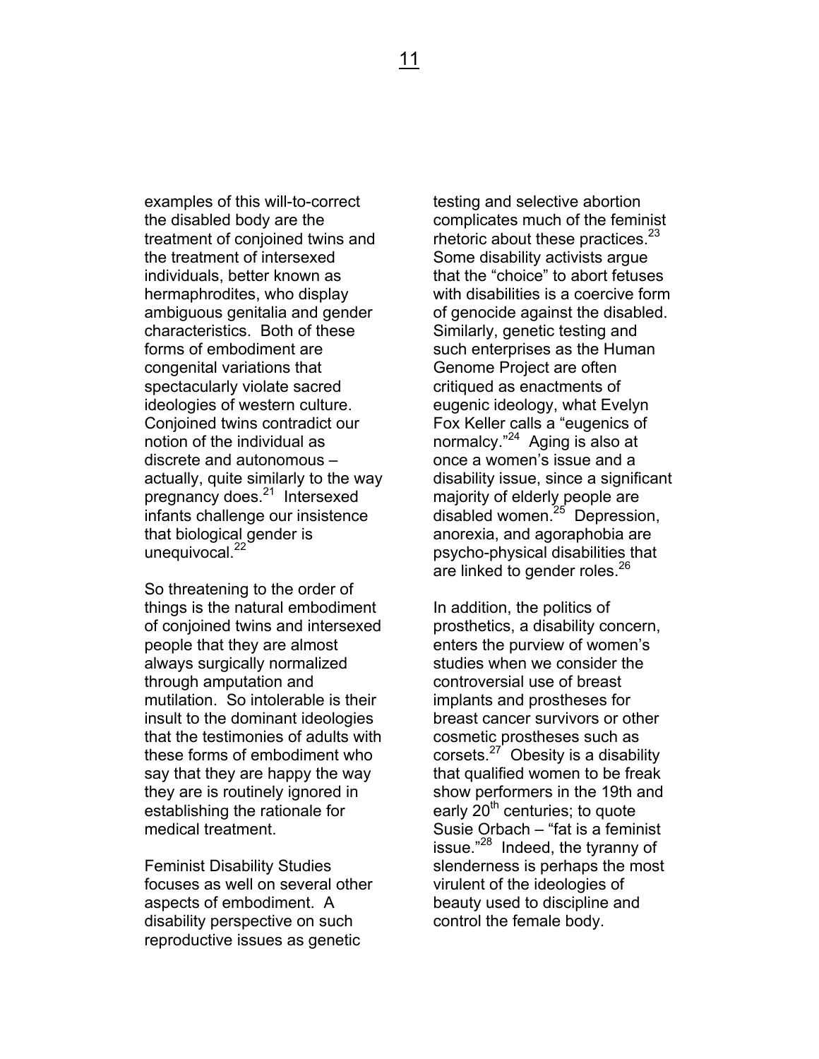examples of this will-to-correct the disabled body are the treatment of conjoined twins and the treatment of intersexed individuals, better known as hermaphrodites, who display ambiguous genitalia and gender characteristics. Both of these forms of embodiment are congenital variations that spectacularly violate sacred ideologies of western culture. Conjoined twins contradict our notion of the individual as discrete and autonomous – actually, quite similarly to the way pregnancy does.[21] Intersexed infants challenge our insistence that biological gender is unequivocal.[22]

So threatening to the order of things is the natural embodiment of conjoined twins and intersexed people that they are almost always surgically normalized through amputation and mutilation. So intolerable is their insult to the dominant ideologies that the testimonies of adults with these forms of embodiment who say that they are happy the way they are is routinely ignored in establishing the rationale for medical treatment.

Feminist Disability Studies focuses as well on several other aspects of embodiment. A disability perspective on such reproductive issues as genetic testing and selective abortion complicates much of the feminist rhetoric about these practices.[23] Some disability activists argue that the "choice" to abort fetuses with disabilities is a coercive form of genocide against the disabled. Similarly, genetic testing and such enterprises as the Human Genome Project are often critiqued as enactments of eugenic ideology, what Evelyn Fox Keller calls a "eugenics of normalcy."[24] Aging is also at once a women's issue and a disability issue, since a significant majority of elderly people are disabled women.[25] Depression, anorexia, and agoraphobia are psycho-physical disabilities that are linked to gender roles.[26]

In addition, the politics of prosthetics, a disability concern, enters the purview of women's studies when we consider the controversial use of breast implants and prostheses for breast cancer survivors or other cosmetic prostheses such as corsets.[27] Obesity is a disability that qualified women to be freak show performers in the 19th and early 20th centuries; to quote Susie Orbach – "fat is a feminist issue."[28] Indeed, the tyranny of slenderness is perhaps the most virulent of the ideologies of beauty used to discipline and control the female body.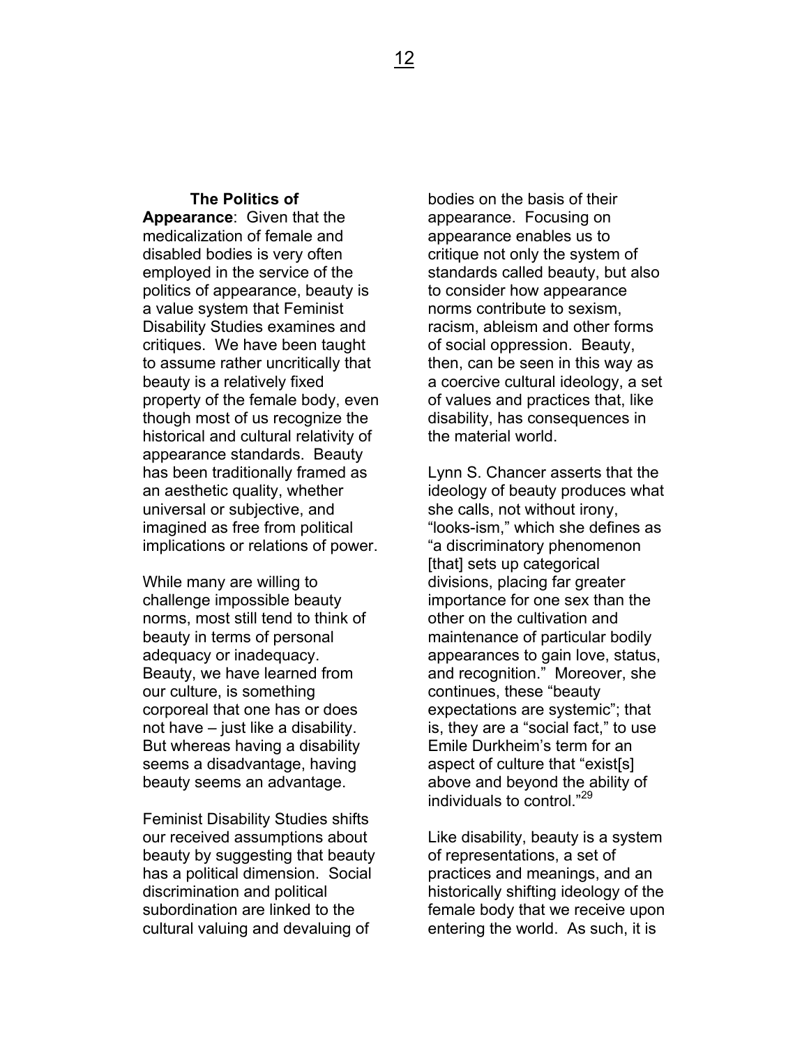**The Politics of Appearance**: Given that the medicalization of female and disabled bodies is very often employed in the service of the politics of appearance, beauty is a value system that Feminist Disability Studies examines and critiques. We have been taught to assume rather uncritically that beauty is a relatively fixed property of the female body, even though most of us recognize the historical and cultural relativity of appearance standards. Beauty has been traditionally framed as an aesthetic quality, whether universal or subjective, and imagined as free from political implications or relations of power.

While many are willing to challenge impossible beauty norms, most still tend to think of beauty in terms of personal adequacy or inadequacy. Beauty, we have learned from our culture, is something corporeal that one has or does not have – just like a disability. But whereas having a disability seems a disadvantage, having beauty seems an advantage.

Feminist Disability Studies shifts our received assumptions about beauty by suggesting that beauty has a political dimension. Social discrimination and political subordination are linked to the cultural valuing and devaluing of bodies on the basis of their appearance. Focusing on appearance enables us to critique not only the system of standards called beauty, but also to consider how appearance norms contribute to sexism, racism, ableism and other forms of social oppression. Beauty, then, can be seen in this way as a coercive cultural ideology, a set of values and practices that, like disability, has consequences in the material world.

Lynn S. Chancer asserts that the ideology of beauty produces what she calls, not without irony, "looks-ism," which she defines as "a discriminatory phenomenon [that] sets up categorical divisions, placing far greater importance for one sex than the other on the cultivation and maintenance of particular bodily appearances to gain love, status, and recognition." Moreover, she continues, these "beauty expectations are systemic"; that is, they are a "social fact," to use Emile Durkheim's term for an aspect of culture that "exist[s] above and beyond the ability of individuals to control."[29]

Like disability, beauty is a system of representations, a set of practices and meanings, and an historically shifting ideology of the female body that we receive upon entering the world. As such, it is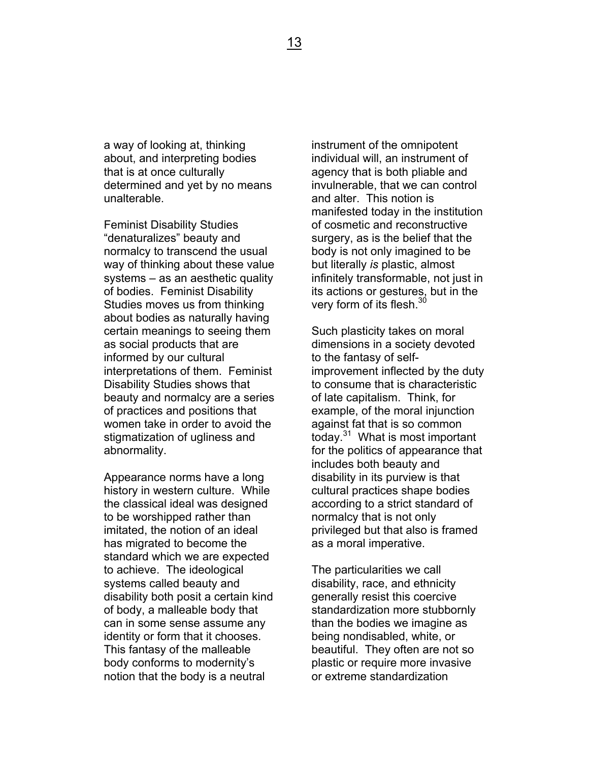a way of looking at, thinking about, and interpreting bodies that is at once culturally determined and yet by no means unalterable.

Feminist Disability Studies "denaturalizes" beauty and normalcy to transcend the usual way of thinking about these value systems – as an aesthetic quality of bodies. Feminist Disability Studies moves us from thinking about bodies as naturally having certain meanings to seeing them as social products that are informed by our cultural interpretations of them. Feminist Disability Studies shows that beauty and normalcy are a series of practices and positions that women take in order to avoid the stigmatization of ugliness and abnormality.

Appearance norms have a long history in western culture. While the classical ideal was designed to be worshipped rather than imitated, the notion of an ideal has migrated to become the standard which we are expected to achieve. The ideological systems called beauty and disability both posit a certain kind of body, a malleable body that can in some sense assume any identity or form that it chooses. This fantasy of the malleable body conforms to modernity's notion that the body is a neutral instrument of the omnipotent individual will, an instrument of agency that is both pliable and invulnerable, that we can control and alter. This notion is manifested today in the institution of cosmetic and reconstructive surgery, as is the belief that the body is not only imagined to be but literally *is* plastic, almost infinitely transformable, not just in its actions or gestures, but in the very form of its flesh.[30]

Such plasticity takes on moral dimensions in a society devoted to the fantasy of self-improvement inflected by the duty to consume that is characteristic of late capitalism. Think, for example, of the moral injunction against fat that is so common today.[31] What is most important for the politics of appearance that includes both beauty and disability in its purview is that cultural practices shape bodies according to a strict standard of normalcy that is not only privileged but that also is framed as a moral imperative.

The particularities we call disability, race, and ethnicity generally resist this coercive standardization more stubbornly than the bodies we imagine as being nondisabled, white, or beautiful. They often are not so plastic or require more invasive or extreme standardization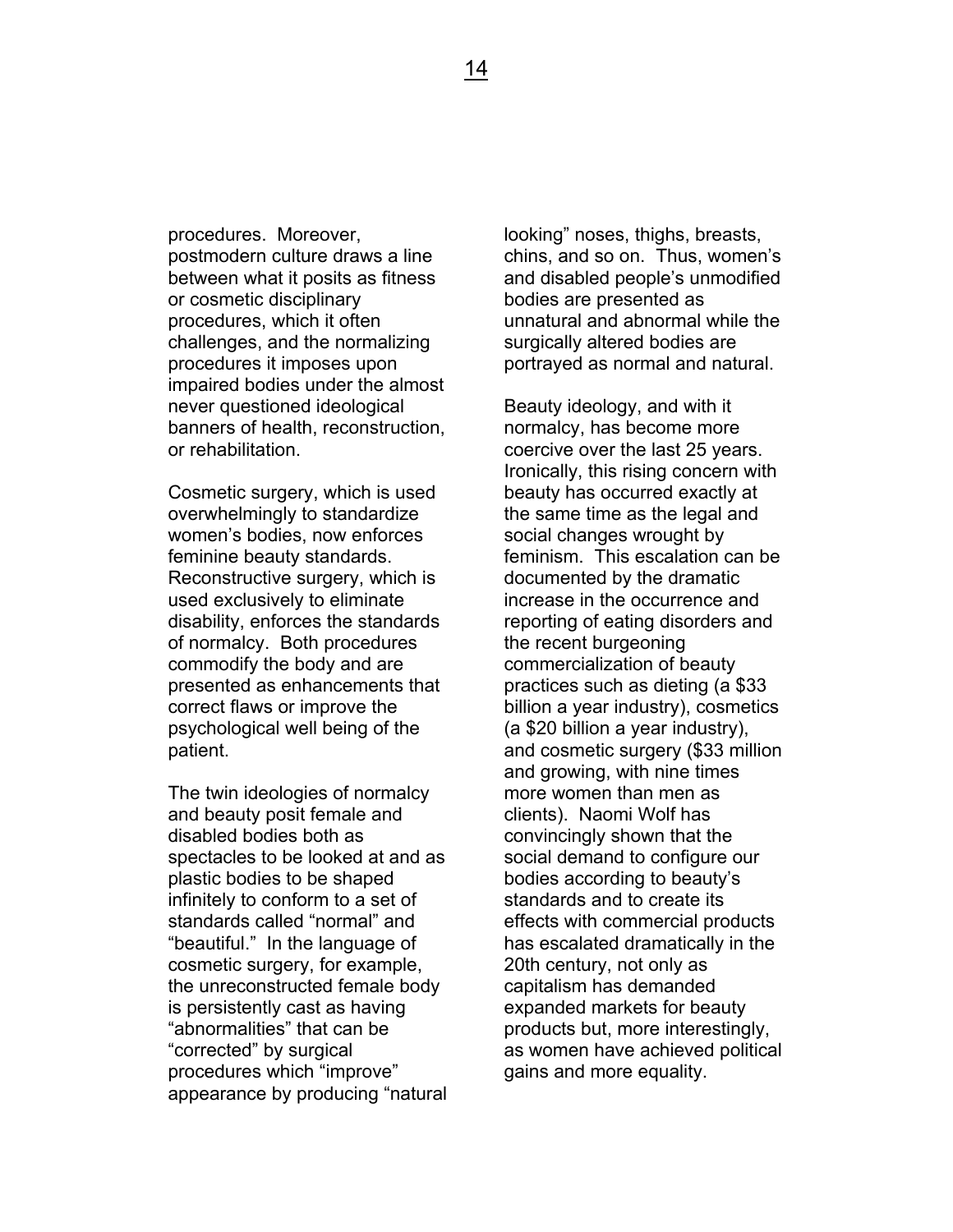procedures. Moreover, postmodern culture draws a line between what it posits as fitness or cosmetic disciplinary procedures, which it often challenges, and the normalizing procedures it imposes upon impaired bodies under the almost never questioned ideological banners of health, reconstruction, or rehabilitation.

Cosmetic surgery, which is used overwhelmingly to standardize women's bodies, now enforces feminine beauty standards. Reconstructive surgery, which is used exclusively to eliminate disability, enforces the standards of normalcy. Both procedures commodify the body and are presented as enhancements that correct flaws or improve the psychological well being of the patient.

The twin ideologies of normalcy and beauty posit female and disabled bodies both as spectacles to be looked at and as plastic bodies to be shaped infinitely to conform to a set of standards called "normal" and "beautiful." In the language of cosmetic surgery, for example, the unreconstructed female body is persistently cast as having "abnormalities" that can be "corrected" by surgical procedures which "improve" appearance by producing "natural looking" noses, thighs, breasts, chins, and so on. Thus, women's and disabled people's unmodified bodies are presented as unnatural and abnormal while the surgically altered bodies are portrayed as normal and natural.

Beauty ideology, and with it normalcy, has become more coercive over the last 25 years. Ironically, this rising concern with beauty has occurred exactly at the same time as the legal and social changes wrought by feminism. This escalation can be documented by the dramatic increase in the occurrence and reporting of eating disorders and the recent burgeoning commercialization of beauty practices such as dieting (a $33 billion a year industry), cosmetics (a $20 billion a year industry), and cosmetic surgery ($33 million and growing, with nine times more women than men as clients). Naomi Wolf has convincingly shown that the social demand to configure our bodies according to beauty's standards and to create its effects with commercial products has escalated dramatically in the 20th century, not only as capitalism has demanded expanded markets for beauty products but, more interestingly, as women have achieved political gains and more equality.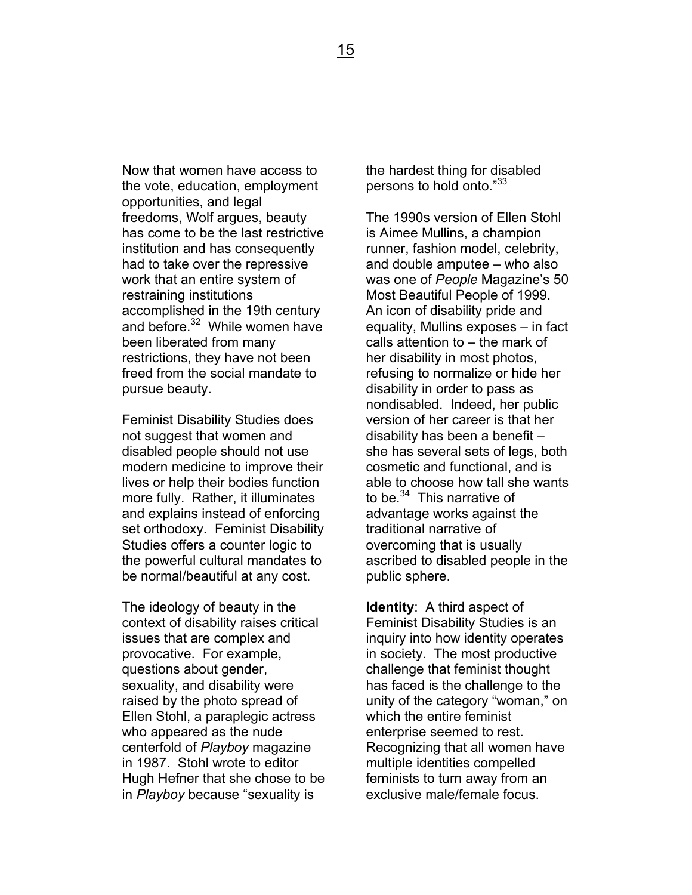Now that women have access to the vote, education, employment opportunities, and legal freedoms, Wolf argues, beauty has come to be the last restrictive institution and has consequently had to take over the repressive work that an entire system of restraining institutions accomplished in the 19th century and before.[32] While women have been liberated from many restrictions, they have not been freed from the social mandate to pursue beauty.

Feminist Disability Studies does not suggest that women and disabled people should not use modern medicine to improve their lives or help their bodies function more fully. Rather, it illuminates and explains instead of enforcing set orthodoxy. Feminist Disability Studies offers a counter logic to the powerful cultural mandates to be normal/beautiful at any cost.

The ideology of beauty in the context of disability raises critical issues that are complex and provocative. For example, questions about gender, sexuality, and disability were raised by the photo spread of Ellen Stohl, a paraplegic actress who appeared as the nude centerfold of *Playboy* magazine in 1987. Stohl wrote to editor Hugh Hefner that she chose to be in *Playboy* because "sexuality is the hardest thing for disabled persons to hold onto."[33]

The 1990s version of Ellen Stohl is Aimee Mullins, a champion runner, fashion model, celebrity, and double amputee – who also was one of *People* Magazine's 50 Most Beautiful People of 1999. An icon of disability pride and equality, Mullins exposes – in fact calls attention to – the mark of her disability in most photos, refusing to normalize or hide her disability in order to pass as nondisabled. Indeed, her public version of her career is that her disability has been a benefit – she has several sets of legs, both cosmetic and functional, and is able to choose how tall she wants to be.[34] This narrative of advantage works against the traditional narrative of overcoming that is usually ascribed to disabled people in the public sphere.

**Identity**: A third aspect of Feminist Disability Studies is an inquiry into how identity operates in society. The most productive challenge that feminist thought has faced is the challenge to the unity of the category "woman," on which the entire feminist enterprise seemed to rest. Recognizing that all women have multiple identities compelled feminists to turn away from an exclusive male/female focus.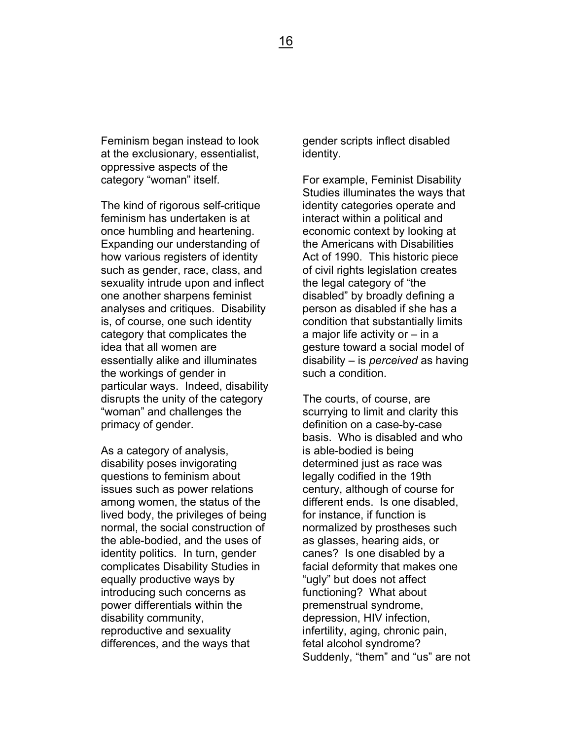Feminism began instead to look at the exclusionary, essentialist, oppressive aspects of the category "woman" itself.

The kind of rigorous self-critique feminism has undertaken is at once humbling and heartening. Expanding our understanding of how various registers of identity such as gender, race, class, and sexuality intrude upon and inflect one another sharpens feminist analyses and critiques. Disability is, of course, one such identity category that complicates the idea that all women are essentially alike and illuminates the workings of gender in particular ways. Indeed, disability disrupts the unity of the category "woman" and challenges the primacy of gender.

As a category of analysis, disability poses invigorating questions to feminism about issues such as power relations among women, the status of the lived body, the privileges of being normal, the social construction of the able-bodied, and the uses of identity politics. In turn, gender complicates Disability Studies in equally productive ways by introducing such concerns as power differentials within the disability community, reproductive and sexuality differences, and the ways that gender scripts inflect disabled identity.

For example, Feminist Disability Studies illuminates the ways that identity categories operate and interact within a political and economic context by looking at the Americans with Disabilities Act of 1990. This historic piece of civil rights legislation creates the legal category of "the disabled" by broadly defining a person as disabled if she has a condition that substantially limits a major life activity or – in a gesture toward a social model of disability – is *perceived* as having such a condition.

The courts, of course, are scurrying to limit and clarity this definition on a case-by-case basis. Who is disabled and who is able-bodied is being determined just as race was legally codified in the 19th century, although of course for different ends. Is one disabled, for instance, if function is normalized by prostheses such as glasses, hearing aids, or canes? Is one disabled by a facial deformity that makes one "ugly" but does not affect functioning? What about premenstrual syndrome, depression, HIV infection, infertility, aging, chronic pain, fetal alcohol syndrome? Suddenly, "them" and "us" are not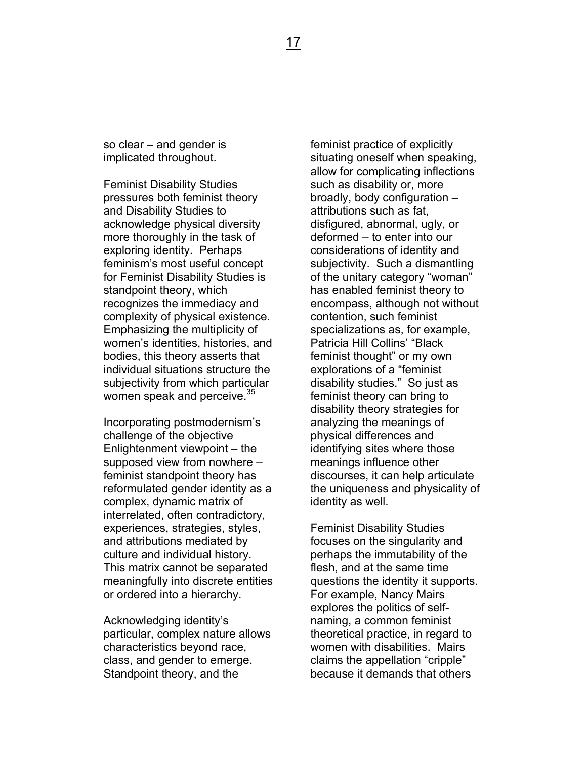so clear – and gender is implicated throughout.

Feminist Disability Studies pressures both feminist theory and Disability Studies to acknowledge physical diversity more thoroughly in the task of exploring identity. Perhaps feminism's most useful concept for Feminist Disability Studies is standpoint theory, which recognizes the immediacy and complexity of physical existence. Emphasizing the multiplicity of women's identities, histories, and bodies, this theory asserts that individual situations structure the subjectivity from which particular women speak and perceive.[35]

Incorporating postmodernism's challenge of the objective Enlightenment viewpoint – the supposed view from nowhere – feminist standpoint theory has reformulated gender identity as a complex, dynamic matrix of interrelated, often contradictory, experiences, strategies, styles, and attributions mediated by culture and individual history. This matrix cannot be separated meaningfully into discrete entities or ordered into a hierarchy.

Acknowledging identity's particular, complex nature allows characteristics beyond race, class, and gender to emerge. Standpoint theory, and the feminist practice of explicitly situating oneself when speaking, allow for complicating inflections such as disability or, more broadly, body configuration – attributions such as fat, disfigured, abnormal, ugly, or deformed – to enter into our considerations of identity and subjectivity. Such a dismantling of the unitary category "woman" has enabled feminist theory to encompass, although not without contention, such feminist specializations as, for example, Patricia Hill Collins' "Black feminist thought" or my own explorations of a "feminist disability studies." So just as feminist theory can bring to disability theory strategies for analyzing the meanings of physical differences and identifying sites where those meanings influence other discourses, it can help articulate the uniqueness and physicality of identity as well.

Feminist Disability Studies focuses on the singularity and perhaps the immutability of the flesh, and at the same time questions the identity it supports. For example, Nancy Mairs explores the politics of self-naming, a common feminist theoretical practice, in regard to women with disabilities. Mairs claims the appellation "cripple" because it demands that others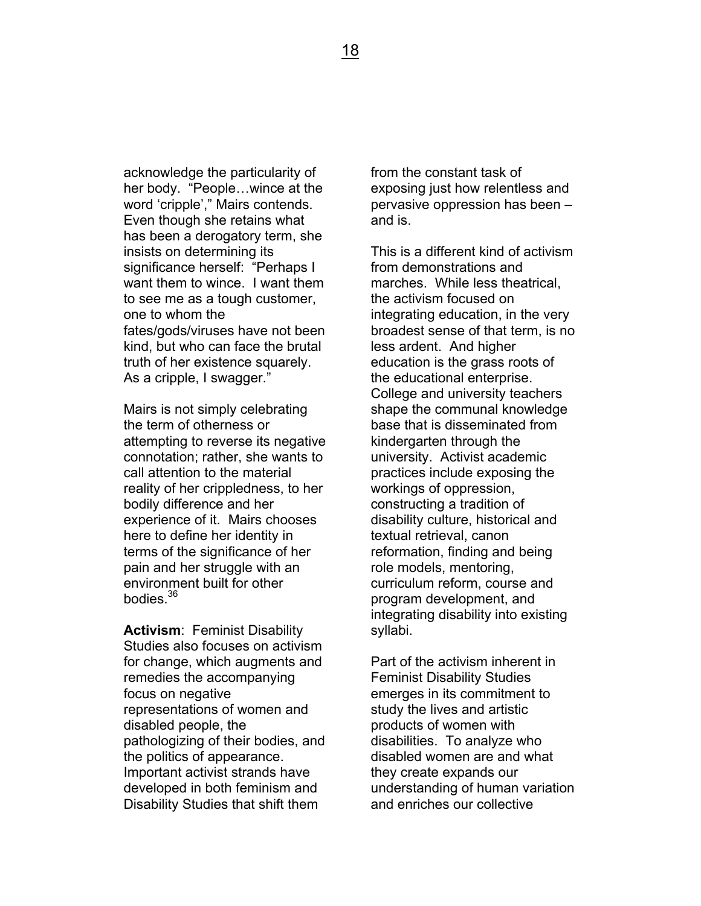acknowledge the particularity of her body. "People…wince at the word 'cripple'," Mairs contends. Even though she retains what has been a derogatory term, she insists on determining its significance herself: "Perhaps I want them to wince. I want them to see me as a tough customer, one to whom the fates/gods/viruses have not been kind, but who can face the brutal truth of her existence squarely. As a cripple, I swagger."

Mairs is not simply celebrating the term of otherness or attempting to reverse its negative connotation; rather, she wants to call attention to the material reality of her crippledness, to her bodily difference and her experience of it. Mairs chooses here to define her identity in terms of the significance of her pain and her struggle with an environment built for other bodies.[36]

**Activism**: Feminist Disability Studies also focuses on activism for change, which augments and remedies the accompanying focus on negative representations of women and disabled people, the pathologizing of their bodies, and the politics of appearance. Important activist strands have developed in both feminism and Disability Studies that shift them from the constant task of exposing just how relentless and pervasive oppression has been – and is.

This is a different kind of activism from demonstrations and marches. While less theatrical, the activism focused on integrating education, in the very broadest sense of that term, is no less ardent. And higher education is the grass roots of the educational enterprise. College and university teachers shape the communal knowledge base that is disseminated from kindergarten through the university. Activist academic practices include exposing the workings of oppression, constructing a tradition of disability culture, historical and textual retrieval, canon reformation, finding and being role models, mentoring, curriculum reform, course and program development, and integrating disability into existing syllabi.

Part of the activism inherent in Feminist Disability Studies emerges in its commitment to study the lives and artistic products of women with disabilities. To analyze who disabled women are and what they create expands our understanding of human variation and enriches our collective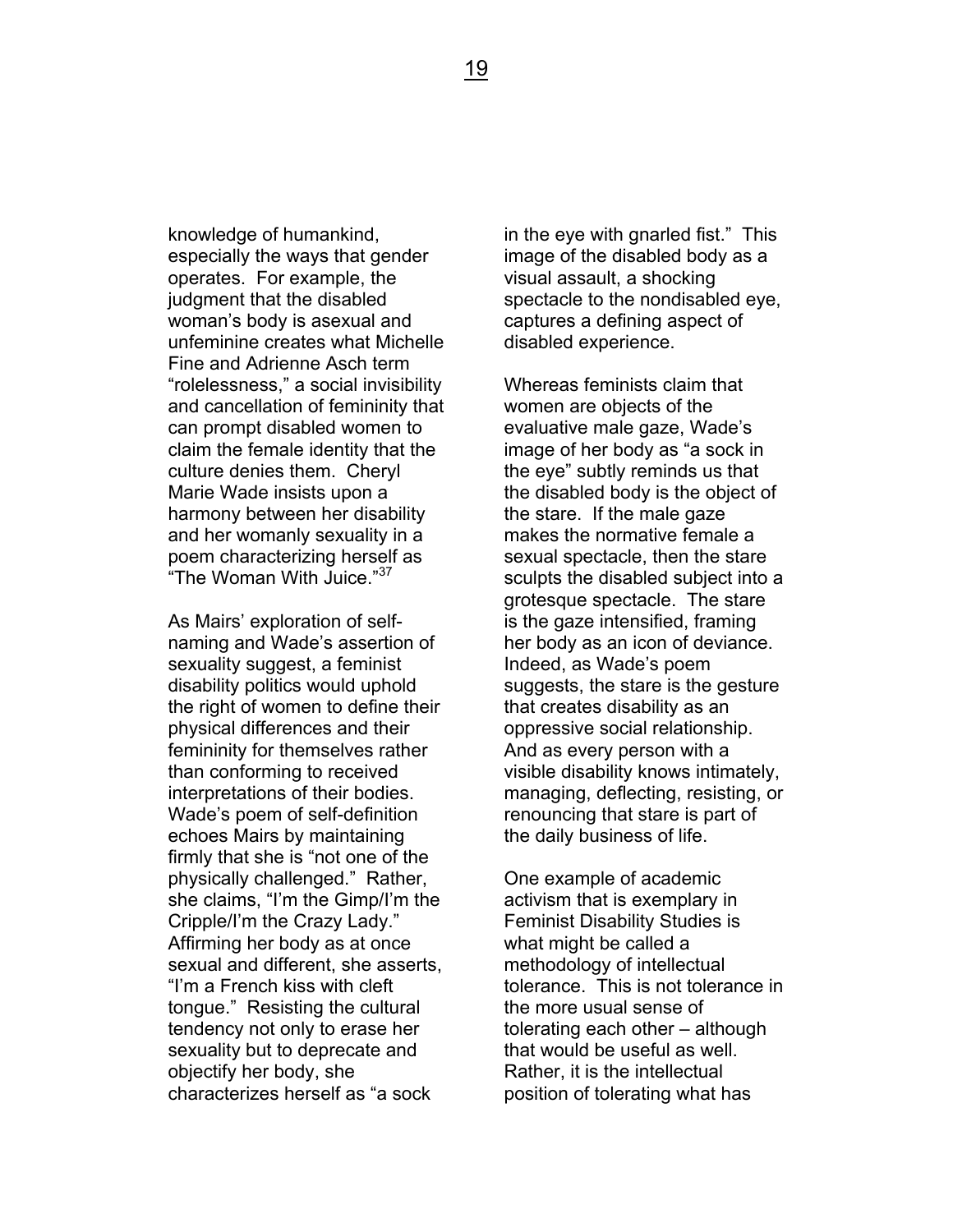knowledge of humankind, especially the ways that gender operates. For example, the judgment that the disabled woman's body is asexual and unfeminine creates what Michelle Fine and Adrienne Asch term "rolelessness," a social invisibility and cancellation of femininity that can prompt disabled women to claim the female identity that the culture denies them. Cheryl Marie Wade insists upon a harmony between her disability and her womanly sexuality in a poem characterizing herself as "The Woman With Juice."[37]

As Mairs' exploration of self-naming and Wade's assertion of sexuality suggest, a feminist disability politics would uphold the right of women to define their physical differences and their femininity for themselves rather than conforming to received interpretations of their bodies. Wade's poem of self-definition echoes Mairs by maintaining firmly that she is "not one of the physically challenged." Rather, she claims, "I'm the Gimp/I'm the Cripple/I'm the Crazy Lady." Affirming her body as at once sexual and different, she asserts, "I'm a French kiss with cleft tongue." Resisting the cultural tendency not only to erase her sexuality but to deprecate and objectify her body, she characterizes herself as "a sock in the eye with gnarled fist." This image of the disabled body as a visual assault, a shocking spectacle to the nondisabled eye, captures a defining aspect of disabled experience.

Whereas feminists claim that women are objects of the evaluative male gaze, Wade's image of her body as "a sock in the eye" subtly reminds us that the disabled body is the object of the stare. If the male gaze makes the normative female a sexual spectacle, then the stare sculpts the disabled subject into a grotesque spectacle. The stare is the gaze intensified, framing her body as an icon of deviance. Indeed, as Wade's poem suggests, the stare is the gesture that creates disability as an oppressive social relationship. And as every person with a visible disability knows intimately, managing, deflecting, resisting, or renouncing that stare is part of the daily business of life.

One example of academic activism that is exemplary in Feminist Disability Studies is what might be called a methodology of intellectual tolerance. This is not tolerance in the more usual sense of tolerating each other – although that would be useful as well. Rather, it is the intellectual position of tolerating what has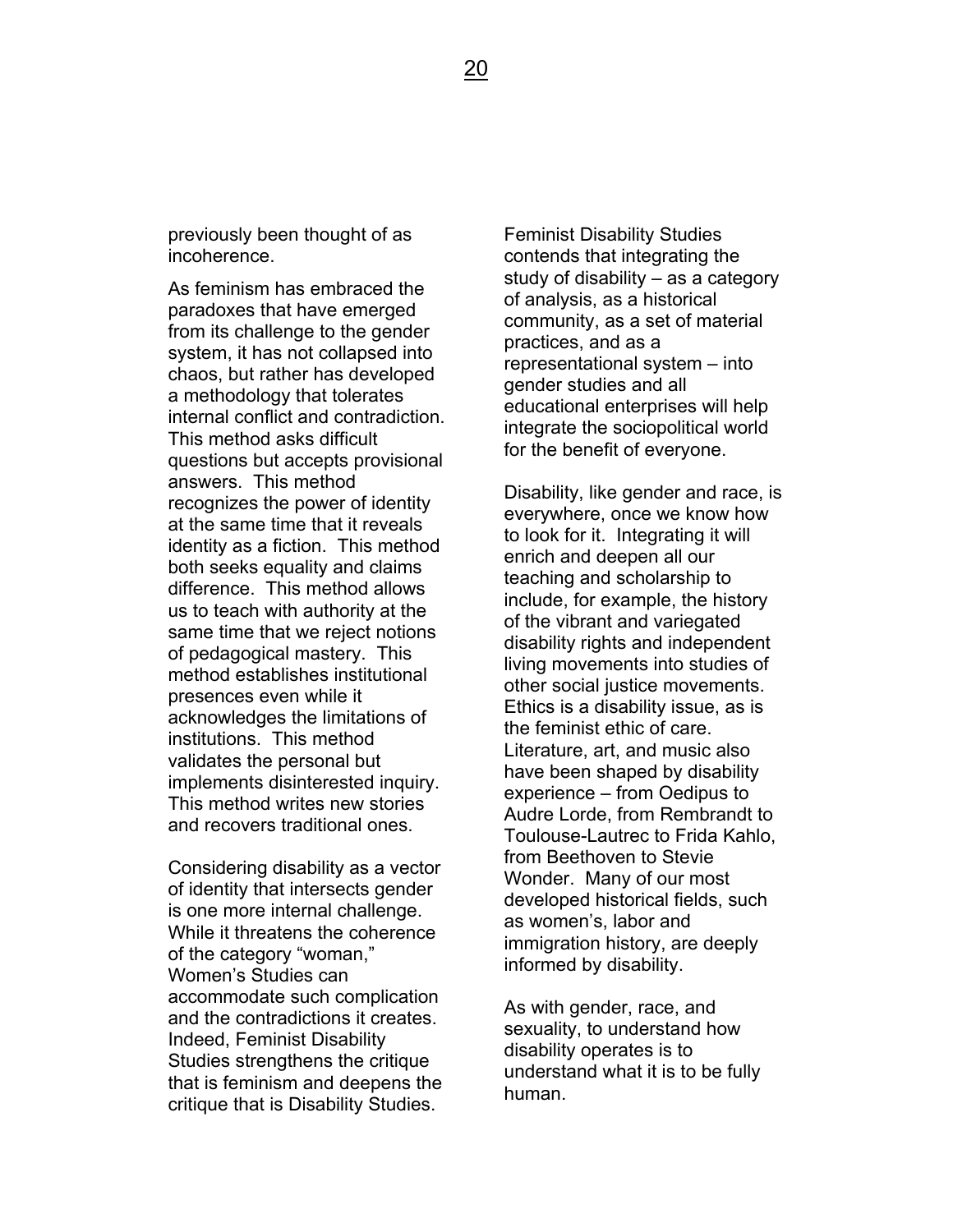previously been thought of as incoherence.

As feminism has embraced the paradoxes that have emerged from its challenge to the gender system, it has not collapsed into chaos, but rather has developed a methodology that tolerates internal conflict and contradiction. This method asks difficult questions but accepts provisional answers. This method recognizes the power of identity at the same time that it reveals identity as a fiction. This method both seeks equality and claims difference. This method allows us to teach with authority at the same time that we reject notions of pedagogical mastery. This method establishes institutional presences even while it acknowledges the limitations of institutions. This method validates the personal but implements disinterested inquiry. This method writes new stories and recovers traditional ones.

Considering disability as a vector of identity that intersects gender is one more internal challenge. While it threatens the coherence of the category "woman," Women's Studies can accommodate such complication and the contradictions it creates. Indeed, Feminist Disability Studies strengthens the critique that is feminism and deepens the critique that is Disability Studies.

Feminist Disability Studies contends that integrating the study of disability – as a category of analysis, as a historical community, as a set of material practices, and as a representational system – into gender studies and all educational enterprises will help integrate the sociopolitical world for the benefit of everyone.

Disability, like gender and race, is everywhere, once we know how to look for it. Integrating it will enrich and deepen all our teaching and scholarship to include, for example, the history of the vibrant and variegated disability rights and independent living movements into studies of other social justice movements. Ethics is a disability issue, as is the feminist ethic of care. Literature, art, and music also have been shaped by disability experience – from Oedipus to Audre Lorde, from Rembrandt to Toulouse-Lautrec to Frida Kahlo, from Beethoven to Stevie Wonder. Many of our most developed historical fields, such as women's, labor and immigration history, are deeply informed by disability.

As with gender, race, and sexuality, to understand how disability operates is to understand what it is to be fully human.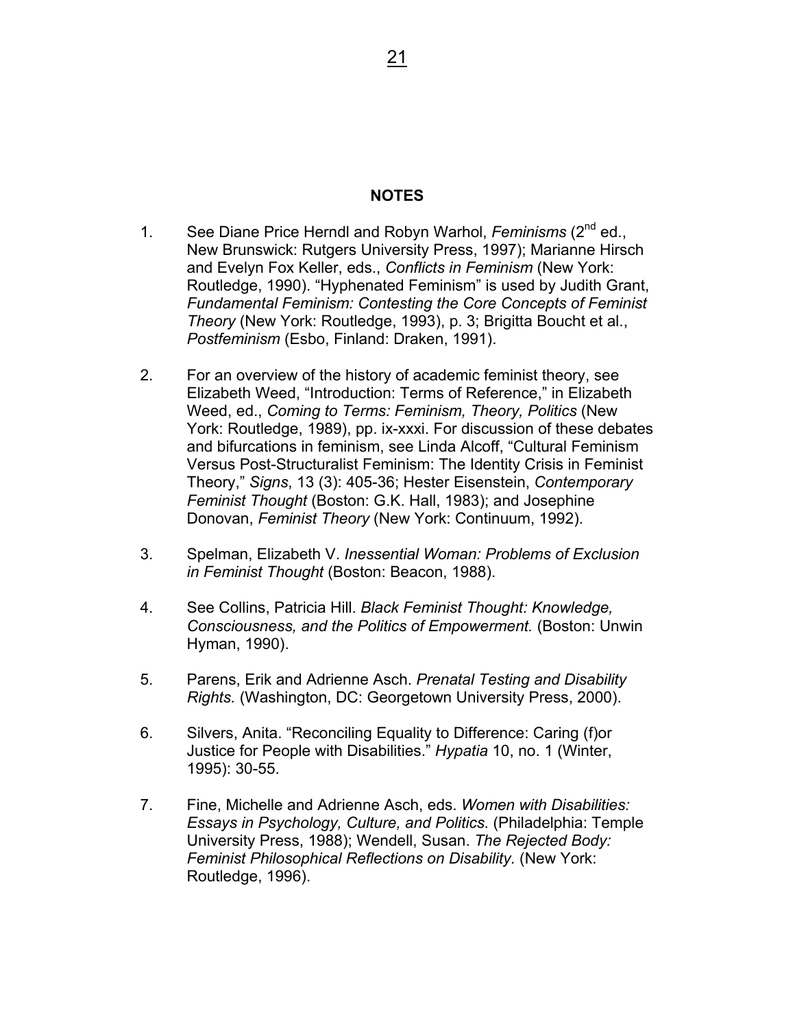## NOTES

1. See Diane Price Herndl and Robyn Warhol, *Feminisms* (2nd ed., New Brunswick: Rutgers University Press, 1997); Marianne Hirsch and Evelyn Fox Keller, eds., *Conflicts in Feminism* (New York: Routledge, 1990). "Hyphenated Feminism" is used by Judith Grant, *Fundamental Feminism: Contesting the Core Concepts of Feminist Theory* (New York: Routledge, 1993), p. 3; Brigitta Boucht et al., *Postfeminism* (Esbo, Finland: Draken, 1991).

2. For an overview of the history of academic feminist theory, see Elizabeth Weed, "Introduction: Terms of Reference," in Elizabeth Weed, ed., *Coming to Terms: Feminism, Theory, Politics* (New York: Routledge, 1989), pp. ix-xxxi. For discussion of these debates and bifurcations in feminism, see Linda Alcoff, "Cultural Feminism Versus Post-Structuralist Feminism: The Identity Crisis in Feminist Theory," *Signs*, 13 (3): 405-36; Hester Eisenstein, *Contemporary Feminist Thought* (Boston: G.K. Hall, 1983); and Josephine Donovan, *Feminist Theory* (New York: Continuum, 1992).

3. Spelman, Elizabeth V. *Inessential Woman: Problems of Exclusion in Feminist Thought* (Boston: Beacon, 1988).

4. See Collins, Patricia Hill. *Black Feminist Thought: Knowledge, Consciousness, and the Politics of Empowerment.* (Boston: Unwin Hyman, 1990).

5. Parens, Erik and Adrienne Asch. *Prenatal Testing and Disability Rights.* (Washington, DC: Georgetown University Press, 2000).

6. Silvers, Anita. "Reconciling Equality to Difference: Caring (f)or Justice for People with Disabilities." *Hypatia* 10, no. 1 (Winter, 1995): 30-55.

7. Fine, Michelle and Adrienne Asch, eds. *Women with Disabilities: Essays in Psychology, Culture, and Politics.* (Philadelphia: Temple University Press, 1988); Wendell, Susan. *The Rejected Body: Feminist Philosophical Reflections on Disability.* (New York: Routledge, 1996).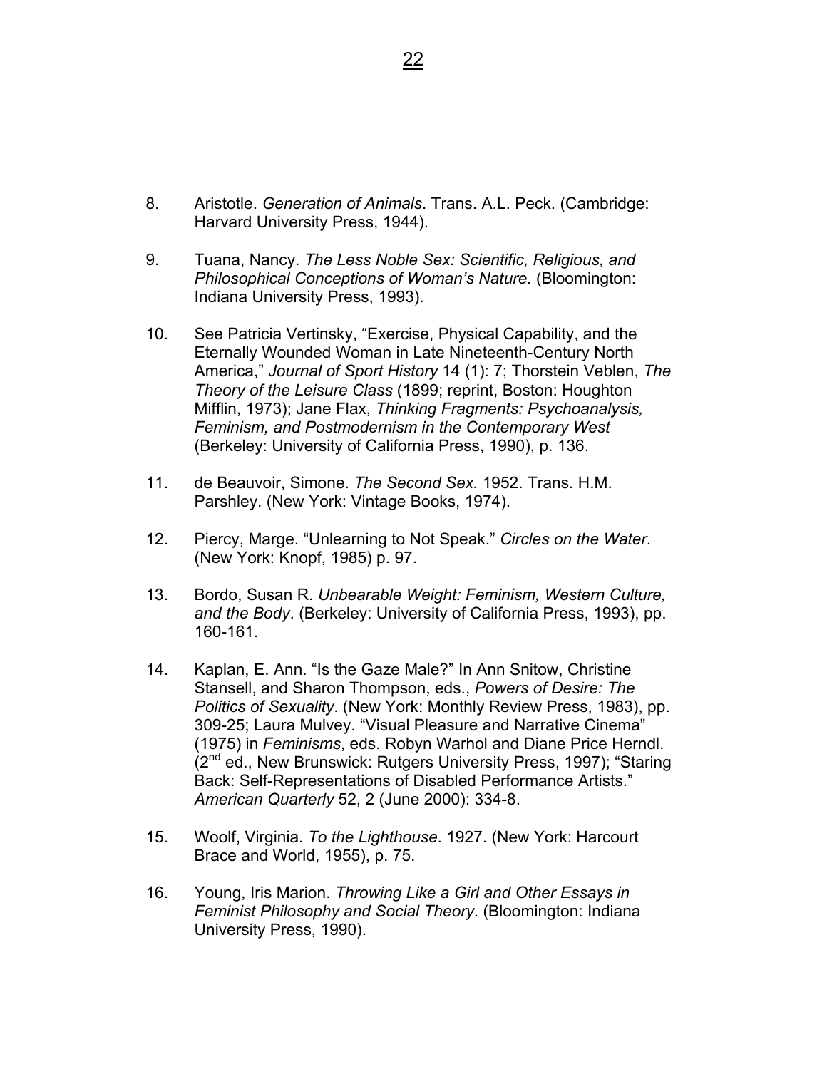8. Aristotle. *Generation of Animals*. Trans. A.L. Peck. (Cambridge: Harvard University Press, 1944).

9. Tuana, Nancy. *The Less Noble Sex: Scientific, Religious, and Philosophical Conceptions of Woman's Nature.* (Bloomington: Indiana University Press, 1993).

10. See Patricia Vertinsky, "Exercise, Physical Capability, and the Eternally Wounded Woman in Late Nineteenth-Century North America," *Journal of Sport History* 14 (1): 7; Thorstein Veblen, *The Theory of the Leisure Class* (1899; reprint, Boston: Houghton Mifflin, 1973); Jane Flax, *Thinking Fragments: Psychoanalysis, Feminism, and Postmodernism in the Contemporary West* (Berkeley: University of California Press, 1990), p. 136.

11. de Beauvoir, Simone. *The Second Sex.* 1952. Trans. H.M. Parshley. (New York: Vintage Books, 1974).

12. Piercy, Marge. "Unlearning to Not Speak." *Circles on the Water*. (New York: Knopf, 1985) p. 97.

13. Bordo, Susan R. *Unbearable Weight: Feminism, Western Culture, and the Body*. (Berkeley: University of California Press, 1993), pp. 160-161.

14. Kaplan, E. Ann. "Is the Gaze Male?" In Ann Snitow, Christine Stansell, and Sharon Thompson, eds., *Powers of Desire: The Politics of Sexuality*. (New York: Monthly Review Press, 1983), pp. 309-25; Laura Mulvey. "Visual Pleasure and Narrative Cinema" (1975) in *Feminisms*, eds. Robyn Warhol and Diane Price Herndl. (2nd ed., New Brunswick: Rutgers University Press, 1997); "Staring Back: Self-Representations of Disabled Performance Artists." *American Quarterly* 52, 2 (June 2000): 334-8.

15. Woolf, Virginia. *To the Lighthouse*. 1927. (New York: Harcourt Brace and World, 1955), p. 75.

16. Young, Iris Marion. *Throwing Like a Girl and Other Essays in Feminist Philosophy and Social Theory*. (Bloomington: Indiana University Press, 1990).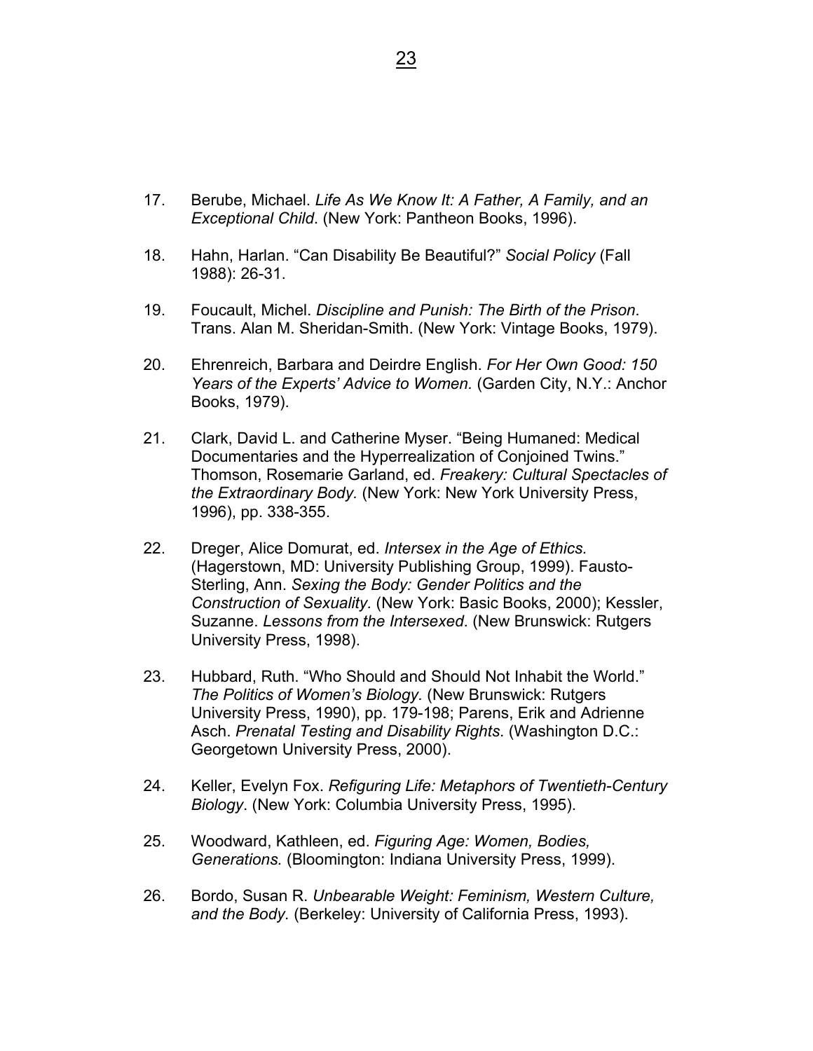17. Berube, Michael. *Life As We Know It: A Father, A Family, and an Exceptional Child*. (New York: Pantheon Books, 1996).

18. Hahn, Harlan. "Can Disability Be Beautiful?" *Social Policy* (Fall 1988): 26-31.

19. Foucault, Michel. *Discipline and Punish: The Birth of the Prison*. Trans. Alan M. Sheridan-Smith. (New York: Vintage Books, 1979).

20. Ehrenreich, Barbara and Deirdre English. *For Her Own Good: 150 Years of the Experts' Advice to Women.* (Garden City, N.Y.: Anchor Books, 1979).

21. Clark, David L. and Catherine Myser. "Being Humaned: Medical Documentaries and the Hyperrealization of Conjoined Twins." Thomson, Rosemarie Garland, ed. *Freakery: Cultural Spectacles of the Extraordinary Body.* (New York: New York University Press, 1996), pp. 338-355.

22. Dreger, Alice Domurat, ed. *Intersex in the Age of Ethics.* (Hagerstown, MD: University Publishing Group, 1999). Fausto-Sterling, Ann. *Sexing the Body: Gender Politics and the Construction of Sexuality.* (New York: Basic Books, 2000); Kessler, Suzanne. *Lessons from the Intersexed*. (New Brunswick: Rutgers University Press, 1998).

23. Hubbard, Ruth. "Who Should and Should Not Inhabit the World." *The Politics of Women's Biology.* (New Brunswick: Rutgers University Press, 1990), pp. 179-198; Parens, Erik and Adrienne Asch. *Prenatal Testing and Disability Rights*. (Washington D.C.: Georgetown University Press, 2000).

24. Keller, Evelyn Fox. *Refiguring Life: Metaphors of Twentieth-Century Biology*. (New York: Columbia University Press, 1995).

25. Woodward, Kathleen, ed. *Figuring Age: Women, Bodies, Generations.* (Bloomington: Indiana University Press, 1999).

26. Bordo, Susan R. *Unbearable Weight: Feminism, Western Culture, and the Body.* (Berkeley: University of California Press, 1993).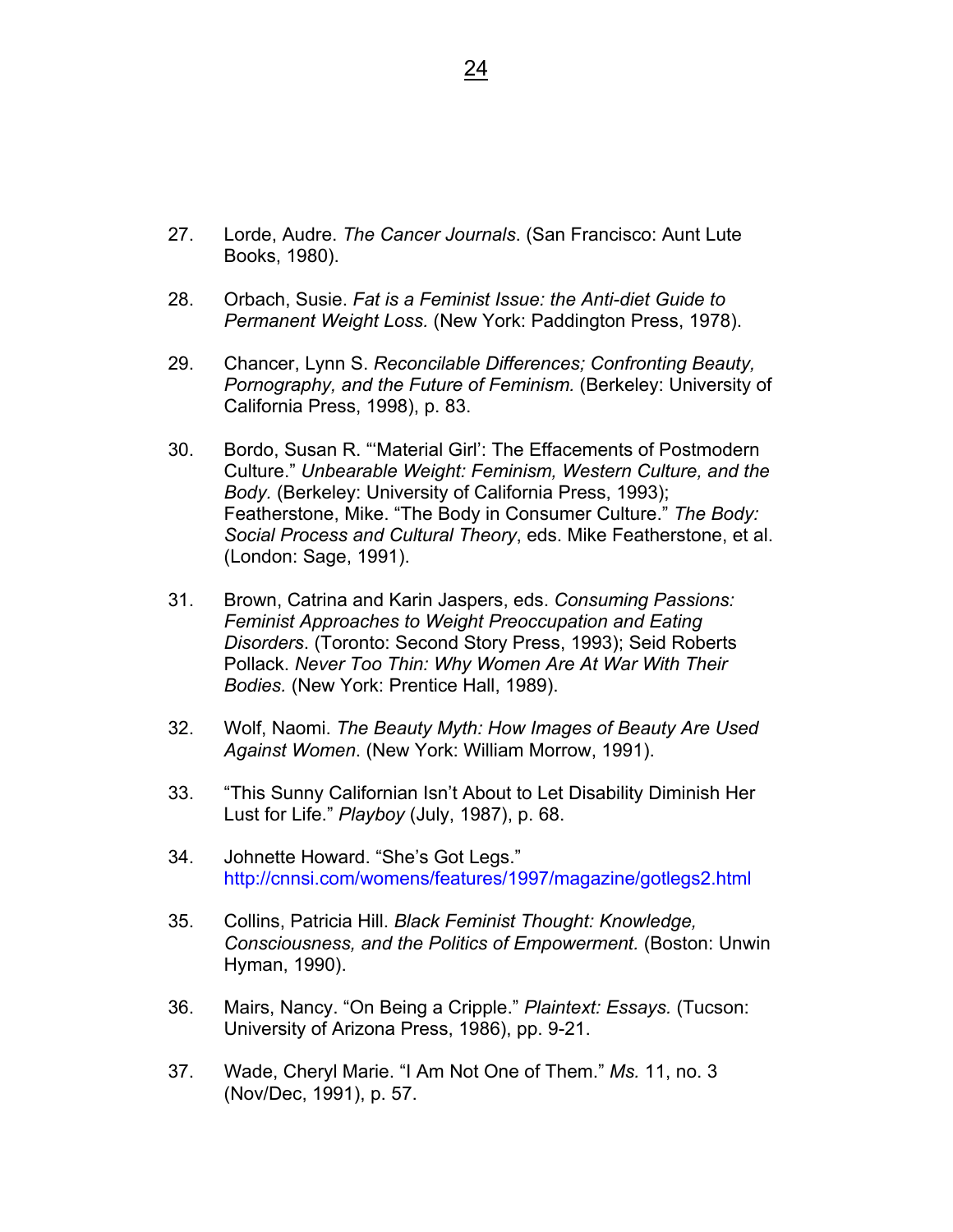27. Lorde, Audre. *The Cancer Journals*. (San Francisco: Aunt Lute Books, 1980).

28. Orbach, Susie. *Fat is a Feminist Issue: the Anti-diet Guide to Permanent Weight Loss.* (New York: Paddington Press, 1978).

29. Chancer, Lynn S. *Reconcilable Differences; Confronting Beauty, Pornography, and the Future of Feminism.* (Berkeley: University of California Press, 1998), p. 83.

30. Bordo, Susan R. "'Material Girl': The Effacements of Postmodern Culture." *Unbearable Weight: Feminism, Western Culture, and the Body.* (Berkeley: University of California Press, 1993); Featherstone, Mike. "The Body in Consumer Culture." *The Body: Social Process and Cultural Theory*, eds. Mike Featherstone, et al. (London: Sage, 1991).

31. Brown, Catrina and Karin Jaspers, eds. *Consuming Passions: Feminist Approaches to Weight Preoccupation and Eating Disorders*. (Toronto: Second Story Press, 1993); Seid Roberts Pollack. *Never Too Thin: Why Women Are At War With Their Bodies.* (New York: Prentice Hall, 1989).

32. Wolf, Naomi. *The Beauty Myth: How Images of Beauty Are Used Against Women*. (New York: William Morrow, 1991).

33. "This Sunny Californian Isn't About to Let Disability Diminish Her Lust for Life." *Playboy* (July, 1987), p. 68.

34. Johnette Howard. "She's Got Legs." http://cnnsi.com/womens/features/1997/magazine/gotlegs2.html

35. Collins, Patricia Hill. *Black Feminist Thought: Knowledge, Consciousness, and the Politics of Empowerment.* (Boston: Unwin Hyman, 1990).

36. Mairs, Nancy. "On Being a Cripple." *Plaintext: Essays.* (Tucson: University of Arizona Press, 1986), pp. 9-21.

37. Wade, Cheryl Marie. "I Am Not One of Them." *Ms.* 11, no. 3 (Nov/Dec, 1991), p. 57.